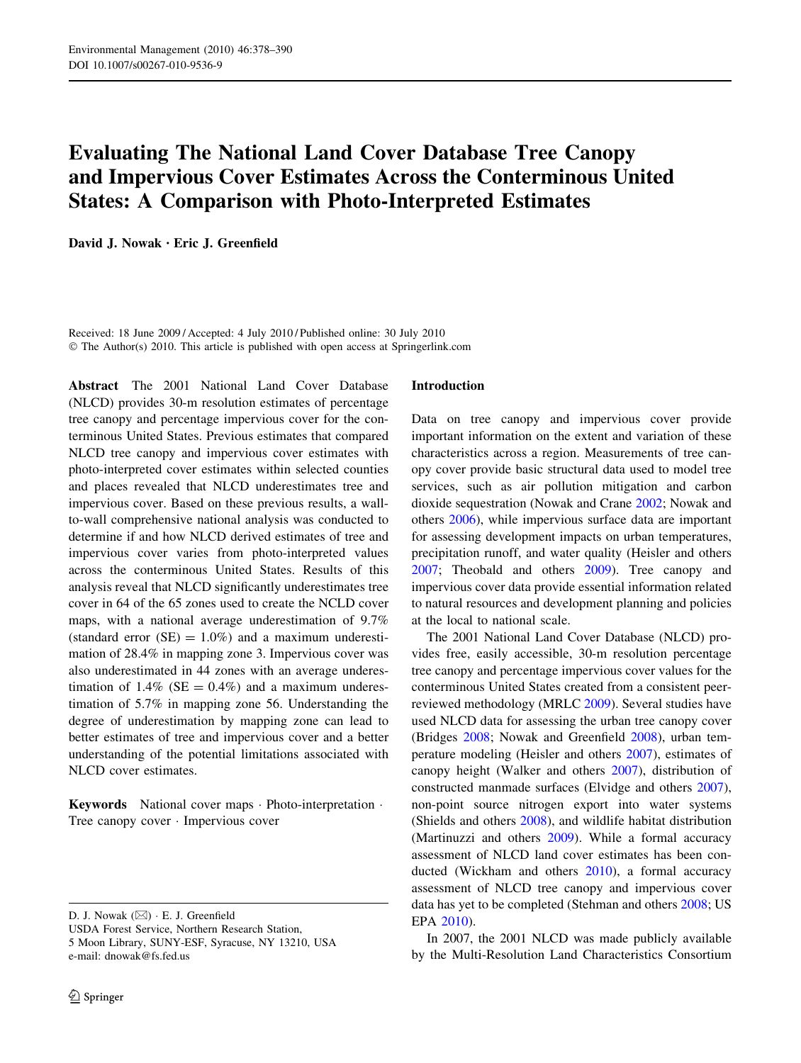# Evaluating The National Land Cover Database Tree Canopy and Impervious Cover Estimates Across the Conterminous United States: A Comparison with Photo-Interpreted Estimates

**David J. Nowak · Eric J. Greenfield**

Received: 18 June 2009 / Accepted: 4 July 2010 / Published online: 30 July 2010
© The Author(s) 2010. This article is published with open access at Springerlink.com

**Abstract** The 2001 National Land Cover Database (NLCD) provides 30-m resolution estimates of percentage tree canopy and percentage impervious cover for the conterminous United States. Previous estimates that compared NLCD tree canopy and impervious cover estimates with photo-interpreted cover estimates within selected counties and places revealed that NLCD underestimates tree and impervious cover. Based on these previous results, a wall-to-wall comprehensive national analysis was conducted to determine if and how NLCD derived estimates of tree and impervious cover varies from photo-interpreted values across the conterminous United States. Results of this analysis reveal that NLCD significantly underestimates tree cover in 64 of the 65 zones used to create the NCLD cover maps, with a national average underestimation of 9.7% (standard error (SE) = 1.0%) and a maximum underestimation of 28.4% in mapping zone 3. Impervious cover was also underestimated in 44 zones with an average underestimation of 1.4% (SE = 0.4%) and a maximum underestimation of 5.7% in mapping zone 56. Understanding the degree of underestimation by mapping zone can lead to better estimates of tree and impervious cover and a better understanding of the potential limitations associated with NLCD cover estimates.

**Keywords** National cover maps · Photo-interpretation · Tree canopy cover · Impervious cover

D. J. Nowak (✉) · E. J. Greenfield
USDA Forest Service, Northern Research Station,
5 Moon Library, SUNY-ESF, Syracuse, NY 13210, USA
e-mail: dnowak@fs.fed.us

## Introduction

Data on tree canopy and impervious cover provide important information on the extent and variation of these characteristics across a region. Measurements of tree canopy cover provide basic structural data used to model tree services, such as air pollution mitigation and carbon dioxide sequestration (Nowak and Crane 2002; Nowak and others 2006), while impervious surface data are important for assessing development impacts on urban temperatures, precipitation runoff, and water quality (Heisler and others 2007; Theobald and others 2009). Tree canopy and impervious cover data provide essential information related to natural resources and development planning and policies at the local to national scale.

The 2001 National Land Cover Database (NLCD) provides free, easily accessible, 30-m resolution percentage tree canopy and percentage impervious cover values for the conterminous United States created from a consistent peer-reviewed methodology (MRLC 2009). Several studies have used NLCD data for assessing the urban tree canopy cover (Bridges 2008; Nowak and Greenfield 2008), urban temperature modeling (Heisler and others 2007), estimates of canopy height (Walker and others 2007), distribution of constructed manmade surfaces (Elvidge and others 2007), non-point source nitrogen export into water systems (Shields and others 2008), and wildlife habitat distribution (Martinuzzi and others 2009). While a formal accuracy assessment of NLCD land cover estimates has been conducted (Wickham and others 2010), a formal accuracy assessment of NLCD tree canopy and impervious cover data has yet to be completed (Stehman and others 2008; US EPA 2010).

In 2007, the 2001 NLCD was made publicly available by the Multi-Resolution Land Characteristics Consortium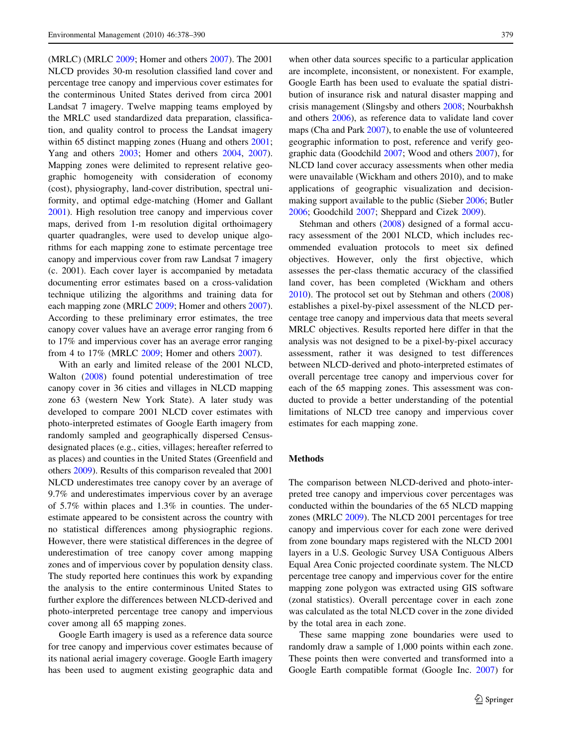(MRLC) (MRLC 2009; Homer and others 2007). The 2001 NLCD provides 30-m resolution classified land cover and percentage tree canopy and impervious cover estimates for the conterminous United States derived from circa 2001 Landsat 7 imagery. Twelve mapping teams employed by the MRLC used standardized data preparation, classification, and quality control to process the Landsat imagery within 65 distinct mapping zones (Huang and others 2001; Yang and others 2003; Homer and others 2004, 2007). Mapping zones were delimited to represent relative geographic homogeneity with consideration of economy (cost), physiography, land-cover distribution, spectral uniformity, and optimal edge-matching (Homer and Gallant 2001). High resolution tree canopy and impervious cover maps, derived from 1-m resolution digital orthoimagery quarter quadrangles, were used to develop unique algorithms for each mapping zone to estimate percentage tree canopy and impervious cover from raw Landsat 7 imagery (c. 2001). Each cover layer is accompanied by metadata documenting error estimates based on a cross-validation technique utilizing the algorithms and training data for each mapping zone (MRLC 2009; Homer and others 2007). According to these preliminary error estimates, the tree canopy cover values have an average error ranging from 6 to 17% and impervious cover has an average error ranging from 4 to 17% (MRLC 2009; Homer and others 2007).

With an early and limited release of the 2001 NLCD, Walton (2008) found potential underestimation of tree canopy cover in 36 cities and villages in NLCD mapping zone 63 (western New York State). A later study was developed to compare 2001 NLCD cover estimates with photo-interpreted estimates of Google Earth imagery from randomly sampled and geographically dispersed Census-designated places (e.g., cities, villages; hereafter referred to as places) and counties in the United States (Greenfield and others 2009). Results of this comparison revealed that 2001 NLCD underestimates tree canopy cover by an average of 9.7% and underestimates impervious cover by an average of 5.7% within places and 1.3% in counties. The underestimate appeared to be consistent across the country with no statistical differences among physiographic regions. However, there were statistical differences in the degree of underestimation of tree canopy cover among mapping zones and of impervious cover by population density class. The study reported here continues this work by expanding the analysis to the entire conterminous United States to further explore the differences between NLCD-derived and photo-interpreted percentage tree canopy and impervious cover among all 65 mapping zones.

Google Earth imagery is used as a reference data source for tree canopy and impervious cover estimates because of its national aerial imagery coverage. Google Earth imagery has been used to augment existing geographic data and when other data sources specific to a particular application are incomplete, inconsistent, or nonexistent. For example, Google Earth has been used to evaluate the spatial distribution of insurance risk and natural disaster mapping and crisis management (Slingsby and others 2008; Nourbakhsh and others 2006), as reference data to validate land cover maps (Cha and Park 2007), to enable the use of volunteered geographic information to post, reference and verify geographic data (Goodchild 2007; Wood and others 2007), for NLCD land cover accuracy assessments when other media were unavailable (Wickham and others 2010), and to make applications of geographic visualization and decision-making support available to the public (Sieber 2006; Butler 2006; Goodchild 2007; Sheppard and Cizek 2009).

Stehman and others (2008) designed of a formal accuracy assessment of the 2001 NLCD, which includes recommended evaluation protocols to meet six defined objectives. However, only the first objective, which assesses the per-class thematic accuracy of the classified land cover, has been completed (Wickham and others 2010). The protocol set out by Stehman and others (2008) establishes a pixel-by-pixel assessment of the NLCD percentage tree canopy and impervious data that meets several MRLC objectives. Results reported here differ in that the analysis was not designed to be a pixel-by-pixel accuracy assessment, rather it was designed to test differences between NLCD-derived and photo-interpreted estimates of overall percentage tree canopy and impervious cover for each of the 65 mapping zones. This assessment was conducted to provide a better understanding of the potential limitations of NLCD tree canopy and impervious cover estimates for each mapping zone.

## Methods

The comparison between NLCD-derived and photo-interpreted tree canopy and impervious cover percentages was conducted within the boundaries of the 65 NLCD mapping zones (MRLC 2009). The NLCD 2001 percentages for tree canopy and impervious cover for each zone were derived from zone boundary maps registered with the NLCD 2001 layers in a U.S. Geologic Survey USA Contiguous Albers Equal Area Conic projected coordinate system. The NLCD percentage tree canopy and impervious cover for the entire mapping zone polygon was extracted using GIS software (zonal statistics). Overall percentage cover in each zone was calculated as the total NLCD cover in the zone divided by the total area in each zone.

These same mapping zone boundaries were used to randomly draw a sample of 1,000 points within each zone. These points then were converted and transformed into a Google Earth compatible format (Google Inc. 2007) for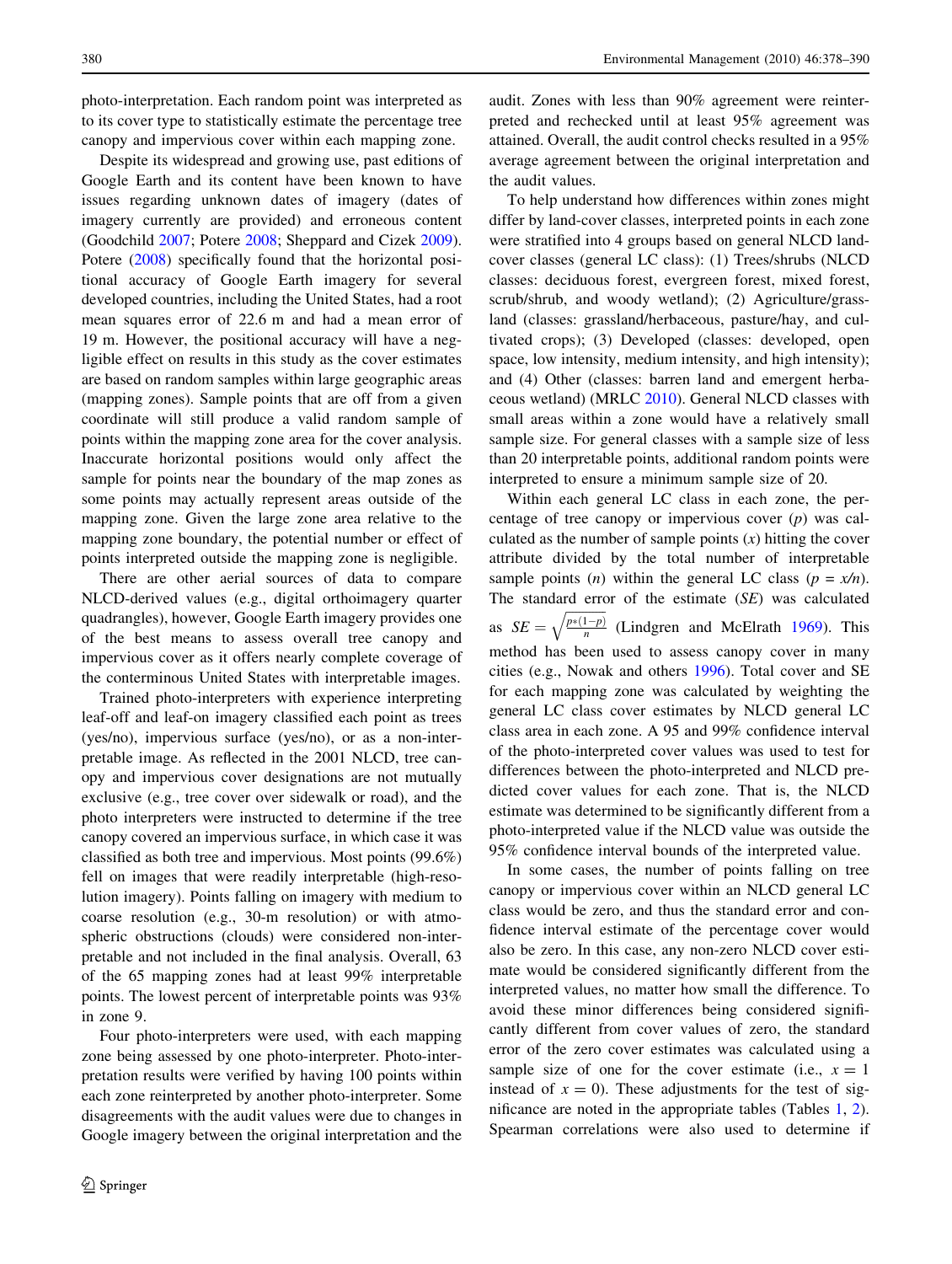photo-interpretation. Each random point was interpreted as to its cover type to statistically estimate the percentage tree canopy and impervious cover within each mapping zone.

Despite its widespread and growing use, past editions of Google Earth and its content have been known to have issues regarding unknown dates of imagery (dates of imagery currently are provided) and erroneous content (Goodchild 2007; Potere 2008; Sheppard and Cizek 2009). Potere (2008) specifically found that the horizontal positional accuracy of Google Earth imagery for several developed countries, including the United States, had a root mean squares error of 22.6 m and had a mean error of 19 m. However, the positional accuracy will have a negligible effect on results in this study as the cover estimates are based on random samples within large geographic areas (mapping zones). Sample points that are off from a given coordinate will still produce a valid random sample of points within the mapping zone area for the cover analysis. Inaccurate horizontal positions would only affect the sample for points near the boundary of the map zones as some points may actually represent areas outside of the mapping zone. Given the large zone area relative to the mapping zone boundary, the potential number or effect of points interpreted outside the mapping zone is negligible.

There are other aerial sources of data to compare NLCD-derived values (e.g., digital orthoimagery quarter quadrangles), however, Google Earth imagery provides one of the best means to assess overall tree canopy and impervious cover as it offers nearly complete coverage of the conterminous United States with interpretable images.

Trained photo-interpreters with experience interpreting leaf-off and leaf-on imagery classified each point as trees (yes/no), impervious surface (yes/no), or as a non-interpretable image. As reflected in the 2001 NLCD, tree canopy and impervious cover designations are not mutually exclusive (e.g., tree cover over sidewalk or road), and the photo interpreters were instructed to determine if the tree canopy covered an impervious surface, in which case it was classified as both tree and impervious. Most points (99.6%) fell on images that were readily interpretable (high-resolution imagery). Points falling on imagery with medium to coarse resolution (e.g., 30-m resolution) or with atmospheric obstructions (clouds) were considered non-interpretable and not included in the final analysis. Overall, 63 of the 65 mapping zones had at least 99% interpretable points. The lowest percent of interpretable points was 93% in zone 9.

Four photo-interpreters were used, with each mapping zone being assessed by one photo-interpreter. Photo-interpretation results were verified by having 100 points within each zone reinterpreted by another photo-interpreter. Some disagreements with the audit values were due to changes in Google imagery between the original interpretation and the audit. Zones with less than 90% agreement were reinterpreted and rechecked until at least 95% agreement was attained. Overall, the audit control checks resulted in a 95% average agreement between the original interpretation and the audit values.

To help understand how differences within zones might differ by land-cover classes, interpreted points in each zone were stratified into 4 groups based on general NLCD land-cover classes (general LC class): (1) Trees/shrubs (NLCD classes: deciduous forest, evergreen forest, mixed forest, scrub/shrub, and woody wetland); (2) Agriculture/grassland (classes: grassland/herbaceous, pasture/hay, and cultivated crops); (3) Developed (classes: developed, open space, low intensity, medium intensity, and high intensity); and (4) Other (classes: barren land and emergent herbaceous wetland) (MRLC 2010). General NLCD classes with small areas within a zone would have a relatively small sample size. For general classes with a sample size of less than 20 interpretable points, additional random points were interpreted to ensure a minimum sample size of 20.

Within each general LC class in each zone, the percentage of tree canopy or impervious cover ($p$) was calculated as the number of sample points ($x$) hitting the cover attribute divided by the total number of interpretable sample points ($n$) within the general LC class ($p = x/n$). The standard error of the estimate ($SE$) was calculated as $SE = \sqrt{\frac{p*(1-p)}{n}}$ (Lindgren and McElrath 1969). This method has been used to assess canopy cover in many cities (e.g., Nowak and others 1996). Total cover and SE for each mapping zone was calculated by weighting the general LC class cover estimates by NLCD general LC class area in each zone. A 95 and 99% confidence interval of the photo-interpreted cover values was used to test for differences between the photo-interpreted and NLCD predicted cover values for each zone. That is, the NLCD estimate was determined to be significantly different from a photo-interpreted value if the NLCD value was outside the 95% confidence interval bounds of the interpreted value.

In some cases, the number of points falling on tree canopy or impervious cover within an NLCD general LC class would be zero, and thus the standard error and confidence interval estimate of the percentage cover would also be zero. In this case, any non-zero NLCD cover estimate would be considered significantly different from the interpreted values, no matter how small the difference. To avoid these minor differences being considered significantly different from cover values of zero, the standard error of the zero cover estimates was calculated using a sample size of one for the cover estimate (i.e., $x = 1$ instead of $x = 0$). These adjustments for the test of significance are noted in the appropriate tables (Tables 1, 2). Spearman correlations were also used to determine if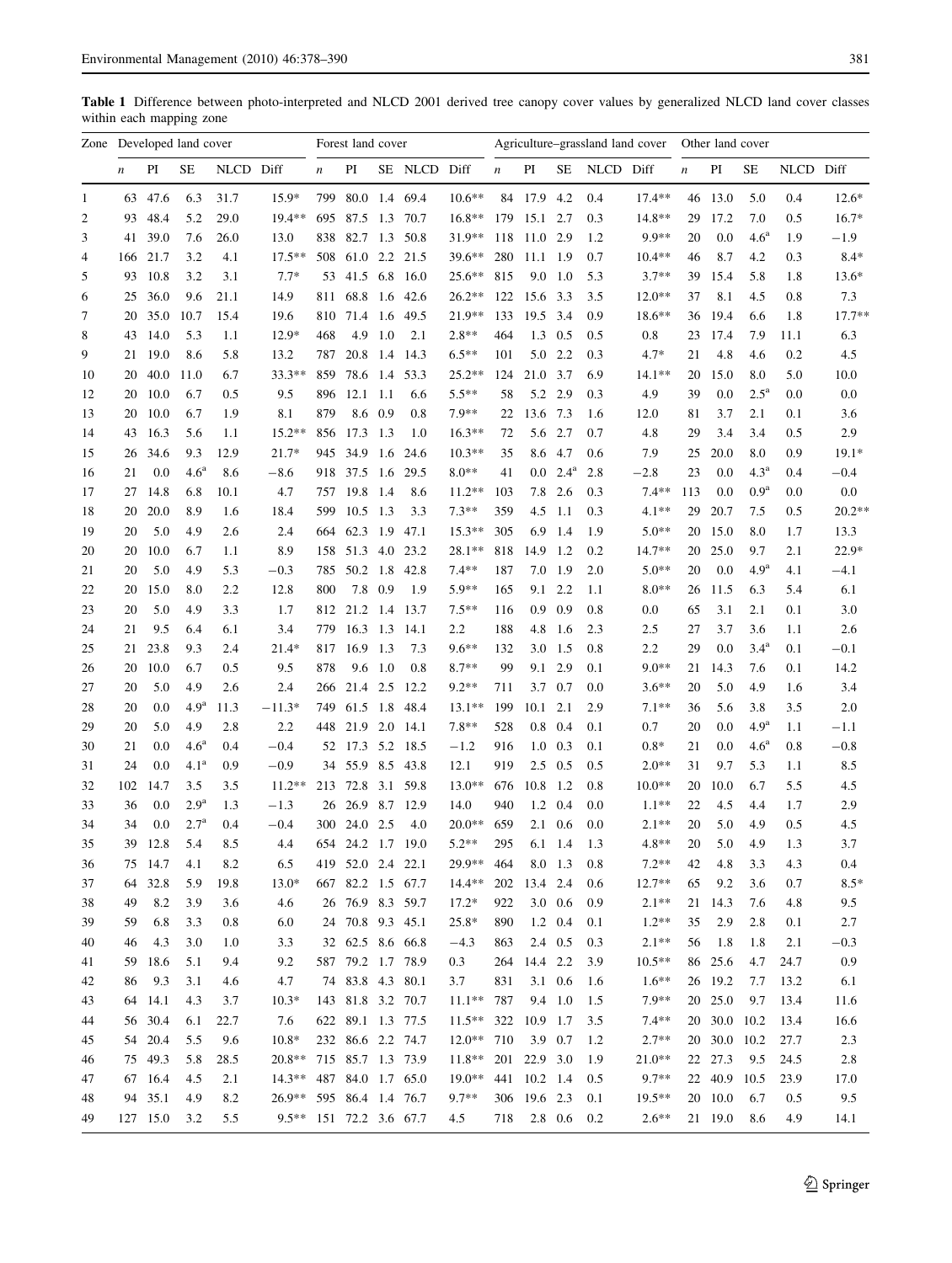**Table 1** Difference between photo-interpreted and NLCD 2001 derived tree canopy cover values by generalized NLCD land cover classes within each mapping zone

| Zone | Developed land cover | | | | | Forest land cover | | | | | Agriculture–grassland land cover | | | | | Other land cover | | | | |
|---|---|---|---|---|---|---|---|---|---|---|---|---|---|---|---|---|---|---|---|---|
| | *n* | PI | SE | NLCD | Diff | *n* | PI | SE | NLCD | Diff | *n* | PI | SE | NLCD | Diff | *n* | PI | SE | NLCD | Diff |
| 1 | 63 | 47.6 | 6.3 | 31.7 | 15.9* | 799 | 80.0 | 1.4 | 69.4 | 10.6** | 84 | 17.9 | 4.2 | 0.4 | 17.4** | 46 | 13.0 | 5.0 | 0.4 | 12.6* |
| 2 | 93 | 48.4 | 5.2 | 29.0 | 19.4** | 695 | 87.5 | 1.3 | 70.7 | 16.8** | 179 | 15.1 | 2.7 | 0.3 | 14.8** | 29 | 17.2 | 7.0 | 0.5 | 16.7* |
| 3 | 41 | 39.0 | 7.6 | 26.0 | 13.0 | 838 | 82.7 | 1.3 | 50.8 | 31.9** | 118 | 11.0 | 2.9 | 1.2 | 9.9** | 20 | 0.0 | 4.6[a] | 1.9 | −1.9 |
| 4 | 166 | 21.7 | 3.2 | 4.1 | 17.5** | 508 | 61.0 | 2.2 | 21.5 | 39.6** | 280 | 11.1 | 1.9 | 0.7 | 10.4** | 46 | 8.7 | 4.2 | 0.3 | 8.4* |
| 5 | 93 | 10.8 | 3.2 | 3.1 | 7.7* | 53 | 41.5 | 6.8 | 16.0 | 25.6** | 815 | 9.0 | 1.0 | 5.3 | 3.7** | 39 | 15.4 | 5.8 | 1.8 | 13.6* |
| 6 | 25 | 36.0 | 9.6 | 21.1 | 14.9 | 811 | 68.8 | 1.6 | 42.6 | 26.2** | 122 | 15.6 | 3.3 | 3.5 | 12.0** | 37 | 8.1 | 4.5 | 0.8 | 7.3 |
| 7 | 20 | 35.0 | 10.7 | 15.4 | 19.6 | 810 | 71.4 | 1.6 | 49.5 | 21.9** | 133 | 19.5 | 3.4 | 0.9 | 18.6** | 36 | 19.4 | 6.6 | 1.8 | 17.7** |
| 8 | 43 | 14.0 | 5.3 | 1.1 | 12.9* | 468 | 4.9 | 1.0 | 2.1 | 2.8** | 464 | 1.3 | 0.5 | 0.5 | 0.8 | 23 | 17.4 | 7.9 | 11.1 | 6.3 |
| 9 | 21 | 19.0 | 8.6 | 5.8 | 13.2 | 787 | 20.8 | 1.4 | 14.3 | 6.5** | 101 | 5.0 | 2.2 | 0.3 | 4.7* | 21 | 4.8 | 4.6 | 0.2 | 4.5 |
| 10 | 20 | 40.0 | 11.0 | 6.7 | 33.3** | 859 | 78.6 | 1.4 | 53.3 | 25.2** | 124 | 21.0 | 3.7 | 6.9 | 14.1** | 20 | 15.0 | 8.0 | 5.0 | 10.0 |
| 12 | 20 | 10.0 | 6.7 | 0.5 | 9.5 | 896 | 12.1 | 1.1 | 6.6 | 5.5** | 58 | 5.2 | 2.9 | 0.3 | 4.9 | 39 | 0.0 | 2.5[a] | 0.0 | 0.0 |
| 13 | 20 | 10.0 | 6.7 | 1.9 | 8.1 | 879 | 8.6 | 0.9 | 0.8 | 7.9** | 22 | 13.6 | 7.3 | 1.6 | 12.0 | 81 | 3.7 | 2.1 | 0.1 | 3.6 |
| 14 | 43 | 16.3 | 5.6 | 1.1 | 15.2** | 856 | 17.3 | 1.3 | 1.0 | 16.3** | 72 | 5.6 | 2.7 | 0.7 | 4.8 | 29 | 3.4 | 3.4 | 0.5 | 2.9 |
| 15 | 26 | 34.6 | 9.3 | 12.9 | 21.7* | 945 | 34.9 | 1.6 | 24.6 | 10.3** | 35 | 8.6 | 4.7 | 0.6 | 7.9 | 25 | 20.0 | 8.0 | 0.9 | 19.1* |
| 16 | 21 | 0.0 | 4.6[a] | 8.6 | −8.6 | 918 | 37.5 | 1.6 | 29.5 | 8.0** | 41 | 0.0 | 2.4[a] | 2.8 | −2.8 | 23 | 0.0 | 4.3[a] | 0.4 | −0.4 |
| 17 | 27 | 14.8 | 6.8 | 10.1 | 4.7 | 757 | 19.8 | 1.4 | 8.6 | 11.2** | 103 | 7.8 | 2.6 | 0.3 | 7.4** | 113 | 0.0 | 0.9[a] | 0.0 | 0.0 |
| 18 | 20 | 20.0 | 8.9 | 1.6 | 18.4 | 599 | 10.5 | 1.3 | 3.3 | 7.3** | 359 | 4.5 | 1.1 | 0.3 | 4.1** | 29 | 20.7 | 7.5 | 0.5 | 20.2** |
| 19 | 20 | 5.0 | 4.9 | 2.6 | 2.4 | 664 | 62.3 | 1.9 | 47.1 | 15.3** | 305 | 6.9 | 1.4 | 1.9 | 5.0** | 20 | 15.0 | 8.0 | 1.7 | 13.3 |
| 20 | 20 | 10.0 | 6.7 | 1.1 | 8.9 | 158 | 51.3 | 4.0 | 23.2 | 28.1** | 818 | 14.9 | 1.2 | 0.2 | 14.7** | 20 | 25.0 | 9.7 | 2.1 | 22.9* |
| 21 | 20 | 5.0 | 4.9 | 5.3 | −0.3 | 785 | 50.2 | 1.8 | 42.8 | 7.4** | 187 | 7.0 | 1.9 | 2.0 | 5.0** | 20 | 0.0 | 4.9[a] | 4.1 | −4.1 |
| 22 | 20 | 15.0 | 8.0 | 2.2 | 12.8 | 800 | 7.8 | 0.9 | 1.9 | 5.9** | 165 | 9.1 | 2.2 | 1.1 | 8.0** | 26 | 11.5 | 6.3 | 5.4 | 6.1 |
| 23 | 20 | 5.0 | 4.9 | 3.3 | 1.7 | 812 | 21.2 | 1.4 | 13.7 | 7.5** | 116 | 0.9 | 0.9 | 0.8 | 0.0 | 65 | 3.1 | 2.1 | 0.1 | 3.0 |
| 24 | 21 | 9.5 | 6.4 | 6.1 | 3.4 | 779 | 16.3 | 1.3 | 14.1 | 2.2 | 188 | 4.8 | 1.6 | 2.3 | 2.5 | 27 | 3.7 | 3.6 | 1.1 | 2.6 |
| 25 | 21 | 23.8 | 9.3 | 2.4 | 21.4* | 817 | 16.9 | 1.3 | 7.3 | 9.6** | 132 | 3.0 | 1.5 | 0.8 | 2.2 | 29 | 0.0 | 3.4[a] | 0.1 | −0.1 |
| 26 | 20 | 10.0 | 6.7 | 0.5 | 9.5 | 878 | 9.6 | 1.0 | 0.8 | 8.7** | 99 | 9.1 | 2.9 | 0.1 | 9.0** | 21 | 14.3 | 7.6 | 0.1 | 14.2 |
| 27 | 20 | 5.0 | 4.9 | 2.6 | 2.4 | 266 | 21.4 | 2.5 | 12.2 | 9.2** | 711 | 3.7 | 0.7 | 0.0 | 3.6** | 20 | 5.0 | 4.9 | 1.6 | 3.4 |
| 28 | 20 | 0.0 | 4.9[a] | 11.3 | −11.3* | 749 | 61.5 | 1.8 | 48.4 | 13.1** | 199 | 10.1 | 2.1 | 2.9 | 7.1** | 36 | 5.6 | 3.8 | 3.5 | 2.0 |
| 29 | 20 | 5.0 | 4.9 | 2.8 | 2.2 | 448 | 21.9 | 2.0 | 14.1 | 7.8** | 528 | 0.8 | 0.4 | 0.1 | 0.7 | 20 | 0.0 | 4.9[a] | 1.1 | −1.1 |
| 30 | 21 | 0.0 | 4.6[a] | 0.4 | −0.4 | 52 | 17.3 | 5.2 | 18.5 | −1.2 | 916 | 1.0 | 0.3 | 0.1 | 0.8* | 21 | 0.0 | 4.6[a] | 0.8 | −0.8 |
| 31 | 24 | 0.0 | 4.1[a] | 0.9 | −0.9 | 34 | 55.9 | 8.5 | 43.8 | 12.1 | 919 | 2.5 | 0.5 | 0.5 | 2.0** | 31 | 9.7 | 5.3 | 1.1 | 8.5 |
| 32 | 102 | 14.7 | 3.5 | 3.5 | 11.2** | 213 | 72.8 | 3.1 | 59.8 | 13.0** | 676 | 10.8 | 1.2 | 0.8 | 10.0** | 20 | 10.0 | 6.7 | 5.5 | 4.5 |
| 33 | 36 | 0.0 | 2.9[a] | 1.3 | −1.3 | 26 | 26.9 | 8.7 | 12.9 | 14.0 | 940 | 1.2 | 0.4 | 0.0 | 1.1** | 22 | 4.5 | 4.4 | 1.7 | 2.9 |
| 34 | 34 | 0.0 | 2.7[a] | 0.4 | −0.4 | 300 | 24.0 | 2.5 | 4.0 | 20.0** | 659 | 2.1 | 0.6 | 0.0 | 2.1** | 20 | 5.0 | 4.9 | 0.5 | 4.5 |
| 35 | 39 | 12.8 | 5.4 | 8.5 | 4.4 | 654 | 24.2 | 1.7 | 19.0 | 5.2** | 295 | 6.1 | 1.4 | 1.3 | 4.8** | 20 | 5.0 | 4.9 | 1.3 | 3.7 |
| 36 | 75 | 14.7 | 4.1 | 8.2 | 6.5 | 419 | 52.0 | 2.4 | 22.1 | 29.9** | 464 | 8.0 | 1.3 | 0.8 | 7.2** | 42 | 4.8 | 3.3 | 4.3 | 0.4 |
| 37 | 64 | 32.8 | 5.9 | 19.8 | 13.0* | 667 | 82.2 | 1.5 | 67.7 | 14.4** | 202 | 13.4 | 2.4 | 0.6 | 12.7** | 65 | 9.2 | 3.6 | 0.7 | 8.5* |
| 38 | 49 | 8.2 | 3.9 | 3.6 | 4.6 | 26 | 76.9 | 8.3 | 59.7 | 17.2* | 922 | 3.0 | 0.6 | 0.9 | 2.1** | 21 | 14.3 | 7.6 | 4.8 | 9.5 |
| 39 | 59 | 6.8 | 3.3 | 0.8 | 6.0 | 24 | 70.8 | 9.3 | 45.1 | 25.8* | 890 | 1.2 | 0.4 | 0.1 | 1.2** | 35 | 2.9 | 2.8 | 0.1 | 2.7 |
| 40 | 46 | 4.3 | 3.0 | 1.0 | 3.3 | 32 | 62.5 | 8.6 | 66.8 | −4.3 | 863 | 2.4 | 0.5 | 0.3 | 2.1** | 56 | 1.8 | 1.8 | 2.1 | −0.3 |
| 41 | 59 | 18.6 | 5.1 | 9.4 | 9.2 | 587 | 79.2 | 1.7 | 78.9 | 0.3 | 264 | 14.4 | 2.2 | 3.9 | 10.5** | 86 | 25.6 | 4.7 | 24.7 | 0.9 |
| 42 | 86 | 9.3 | 3.1 | 4.6 | 4.7 | 74 | 83.8 | 4.3 | 80.1 | 3.7 | 831 | 3.1 | 0.6 | 1.6 | 1.6** | 26 | 19.2 | 7.7 | 13.2 | 6.1 |
| 43 | 64 | 14.1 | 4.3 | 3.7 | 10.3* | 143 | 81.8 | 3.2 | 70.7 | 11.1** | 787 | 9.4 | 1.0 | 1.5 | 7.9** | 20 | 25.0 | 9.7 | 13.4 | 11.6 |
| 44 | 56 | 30.4 | 6.1 | 22.7 | 7.6 | 622 | 89.1 | 1.3 | 77.5 | 11.5** | 322 | 10.9 | 1.7 | 3.5 | 7.4** | 20 | 30.0 | 10.2 | 13.4 | 16.6 |
| 45 | 54 | 20.4 | 5.5 | 9.6 | 10.8* | 232 | 86.6 | 2.2 | 74.7 | 12.0** | 710 | 3.9 | 0.7 | 1.2 | 2.7** | 20 | 30.0 | 10.2 | 27.7 | 2.3 |
| 46 | 75 | 49.3 | 5.8 | 28.5 | 20.8** | 715 | 85.7 | 1.3 | 73.9 | 11.8** | 201 | 22.9 | 3.0 | 1.9 | 21.0** | 22 | 27.3 | 9.5 | 24.5 | 2.8 |
| 47 | 67 | 16.4 | 4.5 | 2.1 | 14.3** | 487 | 84.0 | 1.7 | 65.0 | 19.0** | 441 | 10.2 | 1.4 | 0.5 | 9.7** | 22 | 40.9 | 10.5 | 23.9 | 17.0 |
| 48 | 94 | 35.1 | 4.9 | 8.2 | 26.9** | 595 | 86.4 | 1.4 | 76.7 | 9.7** | 306 | 19.6 | 2.3 | 0.1 | 19.5** | 20 | 10.0 | 6.7 | 0.5 | 9.5 |
| 49 | 127 | 15.0 | 3.2 | 5.5 | 9.5** | 151 | 72.2 | 3.6 | 67.7 | 4.5 | 718 | 2.8 | 0.6 | 0.2 | 2.6** | 21 | 19.0 | 8.6 | 4.9 | 14.1 |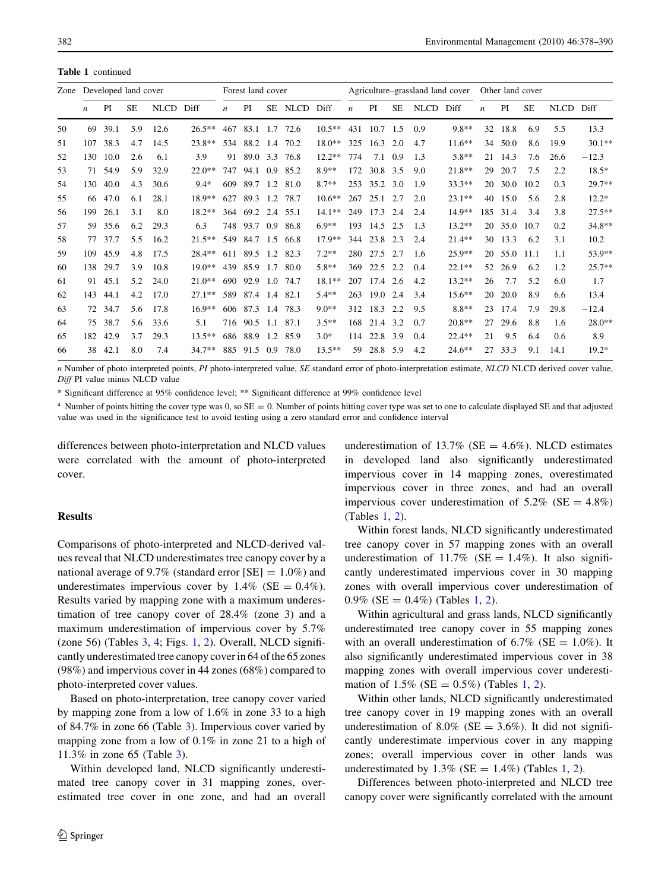**Table 1** continued

| Zone | Developed land cover | | | | | Forest land cover | | | | | Agriculture–grassland land cover | | | | | Other land cover | | | | |
|---|---|---|---|---|---|---|---|---|---|---|---|---|---|---|---|---|---|---|---|---|
| | *n* | PI | SE | NLCD | Diff | *n* | PI | SE | NLCD | Diff | *n* | PI | SE | NLCD | Diff | *n* | PI | SE | NLCD | Diff |
| 50 | 69 | 39.1 | 5.9 | 12.6 | 26.5** | 467 | 83.1 | 1.7 | 72.6 | 10.5** | 431 | 10.7 | 1.5 | 0.9 | 9.8** | 32 | 18.8 | 6.9 | 5.5 | 13.3 |
| 51 | 107 | 38.3 | 4.7 | 14.5 | 23.8** | 534 | 88.2 | 1.4 | 70.2 | 18.0** | 325 | 16.3 | 2.0 | 4.7 | 11.6** | 34 | 50.0 | 8.6 | 19.9 | 30.1** |
| 52 | 130 | 10.0 | 2.6 | 6.1 | 3.9 | 91 | 89.0 | 3.3 | 76.8 | 12.2** | 774 | 7.1 | 0.9 | 1.3 | 5.8** | 21 | 14.3 | 7.6 | 26.6 | −12.3 |
| 53 | 71 | 54.9 | 5.9 | 32.9 | 22.0** | 747 | 94.1 | 0.9 | 85.2 | 8.9** | 172 | 30.8 | 3.5 | 9.0 | 21.8** | 29 | 20.7 | 7.5 | 2.2 | 18.5* |
| 54 | 130 | 40.0 | 4.3 | 30.6 | 9.4* | 609 | 89.7 | 1.2 | 81.0 | 8.7** | 253 | 35.2 | 3.0 | 1.9 | 33.3** | 20 | 30.0 | 10.2 | 0.3 | 29.7** |
| 55 | 66 | 47.0 | 6.1 | 28.1 | 18.9** | 627 | 89.3 | 1.2 | 78.7 | 10.6** | 267 | 25.1 | 2.7 | 2.0 | 23.1** | 40 | 15.0 | 5.6 | 2.8 | 12.2* |
| 56 | 199 | 26.1 | 3.1 | 8.0 | 18.2** | 364 | 69.2 | 2.4 | 55.1 | 14.1** | 249 | 17.3 | 2.4 | 2.4 | 14.9** | 185 | 31.4 | 3.4 | 3.8 | 27.5** |
| 57 | 59 | 35.6 | 6.2 | 29.3 | 6.3 | 748 | 93.7 | 0.9 | 86.8 | 6.9** | 193 | 14.5 | 2.5 | 1.3 | 13.2** | 20 | 35.0 | 10.7 | 0.2 | 34.8** |
| 58 | 77 | 37.7 | 5.5 | 16.2 | 21.5** | 549 | 84.7 | 1.5 | 66.8 | 17.9** | 344 | 23.8 | 2.3 | 2.4 | 21.4** | 30 | 13.3 | 6.2 | 3.1 | 10.2 |
| 59 | 109 | 45.9 | 4.8 | 17.5 | 28.4** | 611 | 89.5 | 1.2 | 82.3 | 7.2** | 280 | 27.5 | 2.7 | 1.6 | 25.9** | 20 | 55.0 | 11.1 | 1.1 | 53.9** |
| 60 | 138 | 29.7 | 3.9 | 10.8 | 19.0** | 439 | 85.9 | 1.7 | 80.0 | 5.8** | 369 | 22.5 | 2.2 | 0.4 | 22.1** | 52 | 26.9 | 6.2 | 1.2 | 25.7** |
| 61 | 91 | 45.1 | 5.2 | 24.0 | 21.0** | 690 | 92.9 | 1.0 | 74.7 | 18.1** | 207 | 17.4 | 2.6 | 4.2 | 13.2** | 26 | 7.7 | 5.2 | 6.0 | 1.7 |
| 62 | 143 | 44.1 | 4.2 | 17.0 | 27.1** | 589 | 87.4 | 1.4 | 82.1 | 5.4** | 263 | 19.0 | 2.4 | 3.4 | 15.6** | 20 | 20.0 | 8.9 | 6.6 | 13.4 |
| 63 | 72 | 34.7 | 5.6 | 17.8 | 16.9** | 606 | 87.3 | 1.4 | 78.3 | 9.0** | 312 | 18.3 | 2.2 | 9.5 | 8.8** | 23 | 17.4 | 7.9 | 29.8 | −12.4 |
| 64 | 75 | 38.7 | 5.6 | 33.6 | 5.1 | 716 | 90.5 | 1.1 | 87.1 | 3.5** | 168 | 21.4 | 3.2 | 0.7 | 20.8** | 27 | 29.6 | 8.8 | 1.6 | 28.0** |
| 65 | 182 | 42.9 | 3.7 | 29.3 | 13.5** | 686 | 88.9 | 1.2 | 85.9 | 3.0* | 114 | 22.8 | 3.9 | 0.4 | 22.4** | 21 | 9.5 | 6.4 | 0.6 | 8.9 |
| 66 | 38 | 42.1 | 8.0 | 7.4 | 34.7** | 885 | 91.5 | 0.9 | 78.0 | 13.5** | 59 | 28.8 | 5.9 | 4.2 | 24.6** | 27 | 33.3 | 9.1 | 14.1 | 19.2* |

*n* Number of photo interpreted points, *PI* photo-interpreted value, *SE* standard error of photo-interpretation estimate, *NLCD* NLCD derived cover value, *Diff* PI value minus NLCD value

* Significant difference at 95% confidence level; ** Significant difference at 99% confidence level

[a] Number of points hitting the cover type was 0, so SE = 0. Number of points hitting cover type was set to one to calculate displayed SE and that adjusted value was used in the significance test to avoid testing using a zero standard error and confidence interval

differences between photo-interpretation and NLCD values were correlated with the amount of photo-interpreted cover.

## Results

Comparisons of photo-interpreted and NLCD-derived values reveal that NLCD underestimates tree canopy cover by a national average of 9.7% (standard error [SE] = 1.0%) and underestimates impervious cover by 1.4% (SE = 0.4%). Results varied by mapping zone with a maximum underestimation of tree canopy cover of 28.4% (zone 3) and a maximum underestimation of impervious cover by 5.7% (zone 56) (Tables 3, 4; Figs. 1, 2). Overall, NLCD significantly underestimated tree canopy cover in 64 of the 65 zones (98%) and impervious cover in 44 zones (68%) compared to photo-interpreted cover values.

Based on photo-interpretation, tree canopy cover varied by mapping zone from a low of 1.6% in zone 33 to a high of 84.7% in zone 66 (Table 3). Impervious cover varied by mapping zone from a low of 0.1% in zone 21 to a high of 11.3% in zone 65 (Table 3).

Within developed land, NLCD significantly underestimated tree canopy cover in 31 mapping zones, overestimated tree cover in one zone, and had an overall underestimation of 13.7% (SE = 4.6%). NLCD estimates in developed land also significantly underestimated impervious cover in 14 mapping zones, overestimated impervious cover in three zones, and had an overall impervious cover underestimation of 5.2% (SE = 4.8%) (Tables 1, 2).

Within forest lands, NLCD significantly underestimated tree canopy cover in 57 mapping zones with an overall underestimation of 11.7% (SE = 1.4%). It also significantly underestimated impervious cover in 30 mapping zones with overall impervious cover underestimation of 0.9% (SE = 0.4%) (Tables 1, 2).

Within agricultural and grass lands, NLCD significantly underestimated tree canopy cover in 55 mapping zones with an overall underestimation of 6.7% (SE = 1.0%). It also significantly underestimated impervious cover in 38 mapping zones with overall impervious cover underestimation of 1.5% (SE = 0.5%) (Tables 1, 2).

Within other lands, NLCD significantly underestimated tree canopy cover in 19 mapping zones with an overall underestimation of 8.0% (SE = 3.6%). It did not significantly underestimate impervious cover in any mapping zones; overall impervious cover in other lands was underestimated by 1.3% (SE = 1.4%) (Tables 1, 2).

Differences between photo-interpreted and NLCD tree canopy cover were significantly correlated with the amount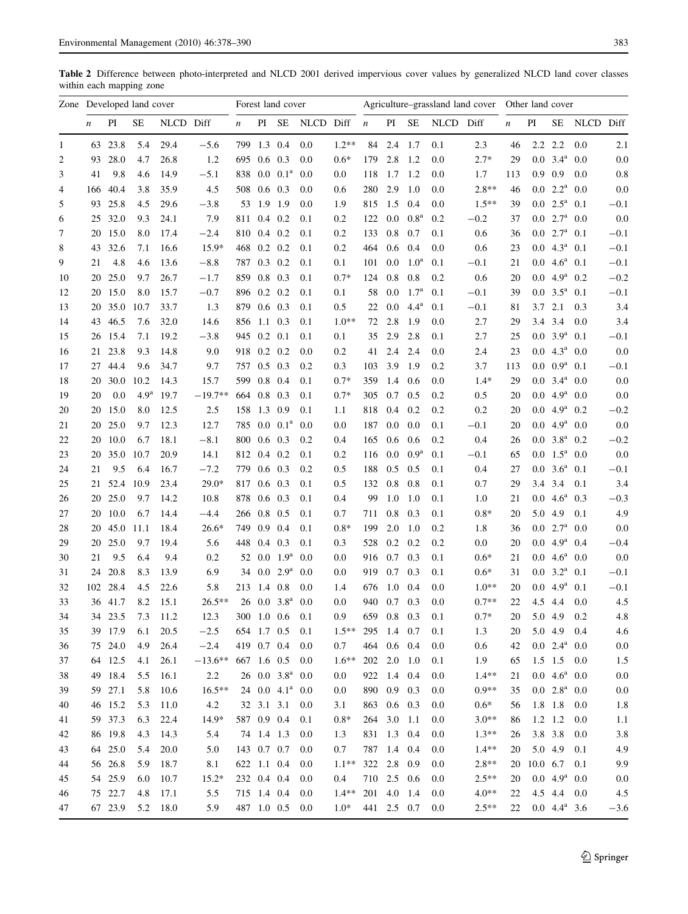**Table 2** Difference between photo-interpreted and NLCD 2001 derived impervious cover values by generalized NLCD land cover classes within each mapping zone

| Zone | Developed land cover | | | | | Forest land cover | | | | | Agriculture–grassland land cover | | | | | Other land cover | | | | |
|---|---|---|---|---|---|---|---|---|---|---|---|---|---|---|---|---|---|---|---|---|
| | *n* | PI | SE | NLCD | Diff | *n* | PI | SE | NLCD | Diff | *n* | PI | SE | NLCD | Diff | *n* | PI | SE | NLCD | Diff |
| 1 | 63 | 23.8 | 5.4 | 29.4 | −5.6 | 799 | 1.3 | 0.4 | 0.0 | 1.2** | 84 | 2.4 | 1.7 | 0.1 | 2.3 | 46 | 2.2 | 2.2 | 0.0 | 2.1 |
| 2 | 93 | 28.0 | 4.7 | 26.8 | 1.2 | 695 | 0.6 | 0.3 | 0.0 | 0.6* | 179 | 2.8 | 1.2 | 0.0 | 2.7* | 29 | 0.0 | 3.4[a] | 0.0 | 0.0 |
| 3 | 41 | 9.8 | 4.6 | 14.9 | −5.1 | 838 | 0.0 | 0.1[a] | 0.0 | 0.0 | 118 | 1.7 | 1.2 | 0.0 | 1.7 | 113 | 0.9 | 0.9 | 0.0 | 0.8 |
| 4 | 166 | 40.4 | 3.8 | 35.9 | 4.5 | 508 | 0.6 | 0.3 | 0.0 | 0.6 | 280 | 2.9 | 1.0 | 0.0 | 2.8** | 46 | 0.0 | 2.2[a] | 0.0 | 0.0 |
| 5 | 93 | 25.8 | 4.5 | 29.6 | −3.8 | 53 | 1.9 | 1.9 | 0.0 | 1.9 | 815 | 1.5 | 0.4 | 0.0 | 1.5** | 39 | 0.0 | 2.5[a] | 0.1 | −0.1 |
| 6 | 25 | 32.0 | 9.3 | 24.1 | 7.9 | 811 | 0.4 | 0.2 | 0.1 | 0.2 | 122 | 0.0 | 0.8[a] | 0.2 | −0.2 | 37 | 0.0 | 2.7[a] | 0.0 | 0.0 |
| 7 | 20 | 15.0 | 8.0 | 17.4 | −2.4 | 810 | 0.4 | 0.2 | 0.1 | 0.2 | 133 | 0.8 | 0.7 | 0.1 | 0.6 | 36 | 0.0 | 2.7[a] | 0.1 | −0.1 |
| 8 | 43 | 32.6 | 7.1 | 16.6 | 15.9* | 468 | 0.2 | 0.2 | 0.1 | 0.2 | 464 | 0.6 | 0.4 | 0.0 | 0.6 | 23 | 0.0 | 4.3[a] | 0.1 | −0.1 |
| 9 | 21 | 4.8 | 4.6 | 13.6 | −8.8 | 787 | 0.3 | 0.2 | 0.1 | 0.1 | 101 | 0.0 | 1.0[a] | 0.1 | −0.1 | 21 | 0.0 | 4.6[a] | 0.1 | −0.1 |
| 10 | 20 | 25.0 | 9.7 | 26.7 | −1.7 | 859 | 0.8 | 0.3 | 0.1 | 0.7* | 124 | 0.8 | 0.8 | 0.2 | 0.6 | 20 | 0.0 | 4.9[a] | 0.2 | −0.2 |
| 12 | 20 | 15.0 | 8.0 | 15.7 | −0.7 | 896 | 0.2 | 0.2 | 0.1 | 0.1 | 58 | 0.0 | 1.7[a] | 0.1 | −0.1 | 39 | 0.0 | 3.5[a] | 0.1 | −0.1 |
| 13 | 20 | 35.0 | 10.7 | 33.7 | 1.3 | 879 | 0.6 | 0.3 | 0.1 | 0.5 | 22 | 0.0 | 4.4[a] | 0.1 | −0.1 | 81 | 3.7 | 2.1 | 0.3 | 3.4 |
| 14 | 43 | 46.5 | 7.6 | 32.0 | 14.6 | 856 | 1.1 | 0.3 | 0.1 | 1.0** | 72 | 2.8 | 1.9 | 0.0 | 2.7 | 29 | 3.4 | 3.4 | 0.0 | 3.4 |
| 15 | 26 | 15.4 | 7.1 | 19.2 | −3.8 | 945 | 0.2 | 0.1 | 0.1 | 0.1 | 35 | 2.9 | 2.8 | 0.1 | 2.7 | 25 | 0.0 | 3.9[a] | 0.1 | −0.1 |
| 16 | 21 | 23.8 | 9.3 | 14.8 | 9.0 | 918 | 0.2 | 0.2 | 0.0 | 0.2 | 41 | 2.4 | 2.4 | 0.0 | 2.4 | 23 | 0.0 | 4.3[a] | 0.0 | 0.0 |
| 17 | 27 | 44.4 | 9.6 | 34.7 | 9.7 | 757 | 0.5 | 0.3 | 0.2 | 0.3 | 103 | 3.9 | 1.9 | 0.2 | 3.7 | 113 | 0.0 | 0.9[a] | 0.1 | −0.1 |
| 18 | 20 | 30.0 | 10.2 | 14.3 | 15.7 | 599 | 0.8 | 0.4 | 0.1 | 0.7* | 359 | 1.4 | 0.6 | 0.0 | 1.4* | 29 | 0.0 | 3.4[a] | 0.0 | 0.0 |
| 19 | 20 | 0.0 | 4.9[a] | 19.7 | −19.7** | 664 | 0.8 | 0.3 | 0.1 | 0.7* | 305 | 0.7 | 0.5 | 0.2 | 0.5 | 20 | 0.0 | 4.9[a] | 0.0 | 0.0 |
| 20 | 20 | 15.0 | 8.0 | 12.5 | 2.5 | 158 | 1.3 | 0.9 | 0.1 | 1.1 | 818 | 0.4 | 0.2 | 0.2 | 0.2 | 20 | 0.0 | 4.9[a] | 0.2 | −0.2 |
| 21 | 20 | 25.0 | 9.7 | 12.3 | 12.7 | 785 | 0.0 | 0.1[a] | 0.0 | 0.0 | 187 | 0.0 | 0.0 | 0.1 | −0.1 | 20 | 0.0 | 4.9[a] | 0.0 | 0.0 |
| 22 | 20 | 10.0 | 6.7 | 18.1 | −8.1 | 800 | 0.6 | 0.3 | 0.2 | 0.4 | 165 | 0.6 | 0.6 | 0.2 | 0.4 | 26 | 0.0 | 3.8[a] | 0.2 | −0.2 |
| 23 | 20 | 35.0 | 10.7 | 20.9 | 14.1 | 812 | 0.4 | 0.2 | 0.1 | 0.2 | 116 | 0.0 | 0.9[a] | 0.1 | −0.1 | 65 | 0.0 | 1.5[a] | 0.0 | 0.0 |
| 24 | 21 | 9.5 | 6.4 | 16.7 | −7.2 | 779 | 0.6 | 0.3 | 0.2 | 0.5 | 188 | 0.5 | 0.5 | 0.1 | 0.4 | 27 | 0.0 | 3.6[a] | 0.1 | −0.1 |
| 25 | 21 | 52.4 | 10.9 | 23.4 | 29.0* | 817 | 0.6 | 0.3 | 0.1 | 0.5 | 132 | 0.8 | 0.8 | 0.1 | 0.7 | 29 | 3.4 | 3.4 | 0.1 | 3.4 |
| 26 | 20 | 25.0 | 9.7 | 14.2 | 10.8 | 878 | 0.6 | 0.3 | 0.1 | 0.4 | 99 | 1.0 | 1.0 | 0.1 | 1.0 | 21 | 0.0 | 4.6[a] | 0.3 | −0.3 |
| 27 | 20 | 10.0 | 6.7 | 14.4 | −4.4 | 266 | 0.8 | 0.5 | 0.1 | 0.7 | 711 | 0.8 | 0.3 | 0.1 | 0.8* | 20 | 5.0 | 4.9 | 0.1 | 4.9 |
| 28 | 20 | 45.0 | 11.1 | 18.4 | 26.6* | 749 | 0.9 | 0.4 | 0.1 | 0.8* | 199 | 2.0 | 1.0 | 0.2 | 1.8 | 36 | 0.0 | 2.7[a] | 0.0 | 0.0 |
| 29 | 20 | 25.0 | 9.7 | 19.4 | 5.6 | 448 | 0.4 | 0.3 | 0.1 | 0.3 | 528 | 0.2 | 0.2 | 0.2 | 0.0 | 20 | 0.0 | 4.9[a] | 0.4 | −0.4 |
| 30 | 21 | 9.5 | 6.4 | 9.4 | 0.2 | 52 | 0.0 | 1.9[a] | 0.0 | 0.0 | 916 | 0.7 | 0.3 | 0.1 | 0.6* | 21 | 0.0 | 4.6[a] | 0.0 | 0.0 |
| 31 | 24 | 20.8 | 8.3 | 13.9 | 6.9 | 34 | 0.0 | 2.9[a] | 0.0 | 0.0 | 919 | 0.7 | 0.3 | 0.1 | 0.6* | 31 | 0.0 | 3.2[a] | 0.1 | −0.1 |
| 32 | 102 | 28.4 | 4.5 | 22.6 | 5.8 | 213 | 1.4 | 0.8 | 0.0 | 1.4 | 676 | 1.0 | 0.4 | 0.0 | 1.0** | 20 | 0.0 | 4.9[a] | 0.1 | −0.1 |
| 33 | 36 | 41.7 | 8.2 | 15.1 | 26.5** | 26 | 0.0 | 3.8[a] | 0.0 | 0.0 | 940 | 0.7 | 0.3 | 0.0 | 0.7** | 22 | 4.5 | 4.4 | 0.0 | 4.5 |
| 34 | 34 | 23.5 | 7.3 | 11.2 | 12.3 | 300 | 1.0 | 0.6 | 0.1 | 0.9 | 659 | 0.8 | 0.3 | 0.1 | 0.7* | 20 | 5.0 | 4.9 | 0.2 | 4.8 |
| 35 | 39 | 17.9 | 6.1 | 20.5 | −2.5 | 654 | 1.7 | 0.5 | 0.1 | 1.5** | 295 | 1.4 | 0.7 | 0.1 | 1.3 | 20 | 5.0 | 4.9 | 0.4 | 4.6 |
| 36 | 75 | 24.0 | 4.9 | 26.4 | −2.4 | 419 | 0.7 | 0.4 | 0.0 | 0.7 | 464 | 0.6 | 0.4 | 0.0 | 0.6 | 42 | 0.0 | 2.4[a] | 0.0 | 0.0 |
| 37 | 64 | 12.5 | 4.1 | 26.1 | −13.6** | 667 | 1.6 | 0.5 | 0.0 | 1.6** | 202 | 2.0 | 1.0 | 0.1 | 1.9 | 65 | 1.5 | 1.5 | 0.0 | 1.5 |
| 38 | 49 | 18.4 | 5.5 | 16.1 | 2.2 | 26 | 0.0 | 3.8[a] | 0.0 | 0.0 | 922 | 1.4 | 0.4 | 0.0 | 1.4** | 21 | 0.0 | 4.6[a] | 0.0 | 0.0 |
| 39 | 59 | 27.1 | 5.8 | 10.6 | 16.5** | 24 | 0.0 | 4.1[a] | 0.0 | 0.0 | 890 | 0.9 | 0.3 | 0.0 | 0.9** | 35 | 0.0 | 2.8[a] | 0.0 | 0.0 |
| 40 | 46 | 15.2 | 5.3 | 11.0 | 4.2 | 32 | 3.1 | 3.1 | 0.0 | 3.1 | 863 | 0.6 | 0.3 | 0.0 | 0.6* | 56 | 1.8 | 1.8 | 0.0 | 1.8 |
| 41 | 59 | 37.3 | 6.3 | 22.4 | 14.9* | 587 | 0.9 | 0.4 | 0.1 | 0.8* | 264 | 3.0 | 1.1 | 0.0 | 3.0** | 86 | 1.2 | 1.2 | 0.0 | 1.1 |
| 42 | 86 | 19.8 | 4.3 | 14.3 | 5.4 | 74 | 1.4 | 1.3 | 0.0 | 1.3 | 831 | 1.3 | 0.4 | 0.0 | 1.3** | 26 | 3.8 | 3.8 | 0.0 | 3.8 |
| 43 | 64 | 25.0 | 5.4 | 20.0 | 5.0 | 143 | 0.7 | 0.7 | 0.0 | 0.7 | 787 | 1.4 | 0.4 | 0.0 | 1.4** | 20 | 5.0 | 4.9 | 0.1 | 4.9 |
| 44 | 56 | 26.8 | 5.9 | 18.7 | 8.1 | 622 | 1.1 | 0.4 | 0.0 | 1.1** | 322 | 2.8 | 0.9 | 0.0 | 2.8** | 20 | 10.0 | 6.7 | 0.1 | 9.9 |
| 45 | 54 | 25.9 | 6.0 | 10.7 | 15.2* | 232 | 0.4 | 0.4 | 0.0 | 0.4 | 710 | 2.5 | 0.6 | 0.0 | 2.5** | 20 | 0.0 | 4.9[a] | 0.0 | 0.0 |
| 46 | 75 | 22.7 | 4.8 | 17.1 | 5.5 | 715 | 1.4 | 0.4 | 0.0 | 1.4** | 201 | 4.0 | 1.4 | 0.0 | 4.0** | 22 | 4.5 | 4.4 | 0.0 | 4.5 |
| 47 | 67 | 23.9 | 5.2 | 18.0 | 5.9 | 487 | 1.0 | 0.5 | 0.0 | 1.0* | 441 | 2.5 | 0.7 | 0.0 | 2.5** | 22 | 0.0 | 4.4[a] | 3.6 | −3.6 |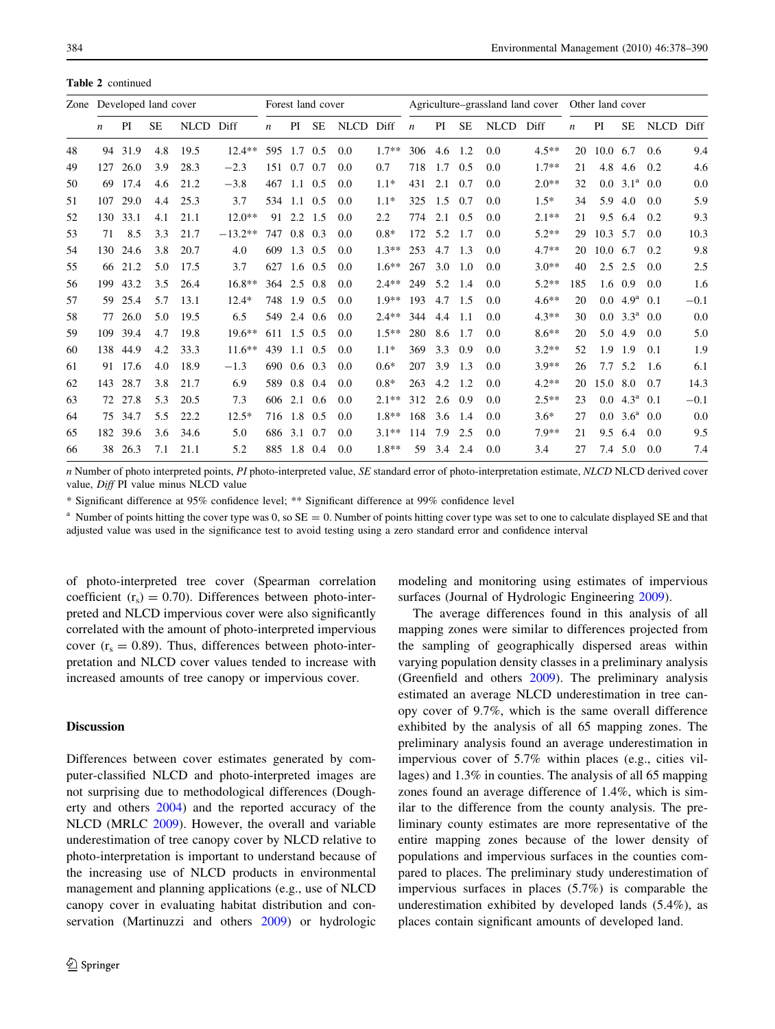**Table 2** continued

| Zone | Developed land cover | | | | | Forest land cover | | | | | Agriculture–grassland land cover | | | | | Other land cover | | | | |
|---|---|---|---|---|---|---|---|---|---|---|---|---|---|---|---|---|---|---|---|---|
| | *n* | PI | SE | NLCD | Diff | *n* | PI | SE | NLCD | Diff | *n* | PI | SE | NLCD | Diff | *n* | PI | SE | NLCD | Diff |
| 48 | 94 | 31.9 | 4.8 | 19.5 | 12.4** | 595 | 1.7 | 0.5 | 0.0 | 1.7** | 306 | 4.6 | 1.2 | 0.0 | 4.5** | 20 | 10.0 | 6.7 | 0.6 | 9.4 |
| 49 | 127 | 26.0 | 3.9 | 28.3 | −2.3 | 151 | 0.7 | 0.7 | 0.0 | 0.7 | 718 | 1.7 | 0.5 | 0.0 | 1.7** | 21 | 4.8 | 4.6 | 0.2 | 4.6 |
| 50 | 69 | 17.4 | 4.6 | 21.2 | −3.8 | 467 | 1.1 | 0.5 | 0.0 | 1.1* | 431 | 2.1 | 0.7 | 0.0 | 2.0** | 32 | 0.0 | 3.1[a] | 0.0 | 0.0 |
| 51 | 107 | 29.0 | 4.4 | 25.3 | 3.7 | 534 | 1.1 | 0.5 | 0.0 | 1.1* | 325 | 1.5 | 0.7 | 0.0 | 1.5* | 34 | 5.9 | 4.0 | 0.0 | 5.9 |
| 52 | 130 | 33.1 | 4.1 | 21.1 | 12.0** | 91 | 2.2 | 1.5 | 0.0 | 2.2 | 774 | 2.1 | 0.5 | 0.0 | 2.1** | 21 | 9.5 | 6.4 | 0.2 | 9.3 |
| 53 | 71 | 8.5 | 3.3 | 21.7 | −13.2** | 747 | 0.8 | 0.3 | 0.0 | 0.8* | 172 | 5.2 | 1.7 | 0.0 | 5.2** | 29 | 10.3 | 5.7 | 0.0 | 10.3 |
| 54 | 130 | 24.6 | 3.8 | 20.7 | 4.0 | 609 | 1.3 | 0.5 | 0.0 | 1.3** | 253 | 4.7 | 1.3 | 0.0 | 4.7** | 20 | 10.0 | 6.7 | 0.2 | 9.8 |
| 55 | 66 | 21.2 | 5.0 | 17.5 | 3.7 | 627 | 1.6 | 0.5 | 0.0 | 1.6** | 267 | 3.0 | 1.0 | 0.0 | 3.0** | 40 | 2.5 | 2.5 | 0.0 | 2.5 |
| 56 | 199 | 43.2 | 3.5 | 26.4 | 16.8** | 364 | 2.5 | 0.8 | 0.0 | 2.4** | 249 | 5.2 | 1.4 | 0.0 | 5.2** | 185 | 1.6 | 0.9 | 0.0 | 1.6 |
| 57 | 59 | 25.4 | 5.7 | 13.1 | 12.4* | 748 | 1.9 | 0.5 | 0.0 | 1.9** | 193 | 4.7 | 1.5 | 0.0 | 4.6** | 20 | 0.0 | 4.9[a] | 0.1 | −0.1 |
| 58 | 77 | 26.0 | 5.0 | 19.5 | 6.5 | 549 | 2.4 | 0.6 | 0.0 | 2.4** | 344 | 4.4 | 1.1 | 0.0 | 4.3** | 30 | 0.0 | 3.3[a] | 0.0 | 0.0 |
| 59 | 109 | 39.4 | 4.7 | 19.8 | 19.6** | 611 | 1.5 | 0.5 | 0.0 | 1.5** | 280 | 8.6 | 1.7 | 0.0 | 8.6** | 20 | 5.0 | 4.9 | 0.0 | 5.0 |
| 60 | 138 | 44.9 | 4.2 | 33.3 | 11.6** | 439 | 1.1 | 0.5 | 0.0 | 1.1* | 369 | 3.3 | 0.9 | 0.0 | 3.2** | 52 | 1.9 | 1.9 | 0.1 | 1.9 |
| 61 | 91 | 17.6 | 4.0 | 18.9 | −1.3 | 690 | 0.6 | 0.3 | 0.0 | 0.6* | 207 | 3.9 | 1.3 | 0.0 | 3.9** | 26 | 7.7 | 5.2 | 1.6 | 6.1 |
| 62 | 143 | 28.7 | 3.8 | 21.7 | 6.9 | 589 | 0.8 | 0.4 | 0.0 | 0.8* | 263 | 4.2 | 1.2 | 0.0 | 4.2** | 20 | 15.0 | 8.0 | 0.7 | 14.3 |
| 63 | 72 | 27.8 | 5.3 | 20.5 | 7.3 | 606 | 2.1 | 0.6 | 0.0 | 2.1** | 312 | 2.6 | 0.9 | 0.0 | 2.5** | 23 | 0.0 | 4.3[a] | 0.1 | −0.1 |
| 64 | 75 | 34.7 | 5.5 | 22.2 | 12.5* | 716 | 1.8 | 0.5 | 0.0 | 1.8** | 168 | 3.6 | 1.4 | 0.0 | 3.6* | 27 | 0.0 | 3.6[a] | 0.0 | 0.0 |
| 65 | 182 | 39.6 | 3.6 | 34.6 | 5.0 | 686 | 3.1 | 0.7 | 0.0 | 3.1** | 114 | 7.9 | 2.5 | 0.0 | 7.9** | 21 | 9.5 | 6.4 | 0.0 | 9.5 |
| 66 | 38 | 26.3 | 7.1 | 21.1 | 5.2 | 885 | 1.8 | 0.4 | 0.0 | 1.8** | 59 | 3.4 | 2.4 | 0.0 | 3.4 | 27 | 7.4 | 5.0 | 0.0 | 7.4 |

*n* Number of photo interpreted points, *PI* photo-interpreted value, *SE* standard error of photo-interpretation estimate, *NLCD* NLCD derived cover value, *Diff* PI value minus NLCD value

\* Significant difference at 95% confidence level; ** Significant difference at 99% confidence level

[a] Number of points hitting the cover type was 0, so SE = 0. Number of points hitting cover type was set to one to calculate displayed SE and that adjusted value was used in the significance test to avoid testing using a zero standard error and confidence interval

of photo-interpreted tree cover (Spearman correlation coefficient ($r_s$) = 0.70). Differences between photo-interpreted and NLCD impervious cover were also significantly correlated with the amount of photo-interpreted impervious cover ($r_s$ = 0.89). Thus, differences between photo-interpretation and NLCD cover values tended to increase with increased amounts of tree canopy or impervious cover.

## Discussion

Differences between cover estimates generated by computer-classified NLCD and photo-interpreted images are not surprising due to methodological differences (Dougherty and others 2004) and the reported accuracy of the NLCD (MRLC 2009). However, the overall and variable underestimation of tree canopy cover by NLCD relative to photo-interpretation is important to understand because of the increasing use of NLCD products in environmental management and planning applications (e.g., use of NLCD canopy cover in evaluating habitat distribution and conservation (Martinuzzi and others 2009) or hydrologic modeling and monitoring using estimates of impervious surfaces (Journal of Hydrologic Engineering 2009).

The average differences found in this analysis of all mapping zones were similar to differences projected from the sampling of geographically dispersed areas within varying population density classes in a preliminary analysis (Greenfield and others 2009). The preliminary analysis estimated an average NLCD underestimation in tree canopy cover of 9.7%, which is the same overall difference exhibited by the analysis of all 65 mapping zones. The preliminary analysis found an average underestimation in impervious cover of 5.7% within places (e.g., cities villages) and 1.3% in counties. The analysis of all 65 mapping zones found an average difference of 1.4%, which is similar to the difference from the county analysis. The preliminary county estimates are more representative of the entire mapping zones because of the lower density of populations and impervious surfaces in the counties compared to places. The preliminary study underestimation of impervious surfaces in places (5.7%) is comparable the underestimation exhibited by developed lands (5.4%), as places contain significant amounts of developed land.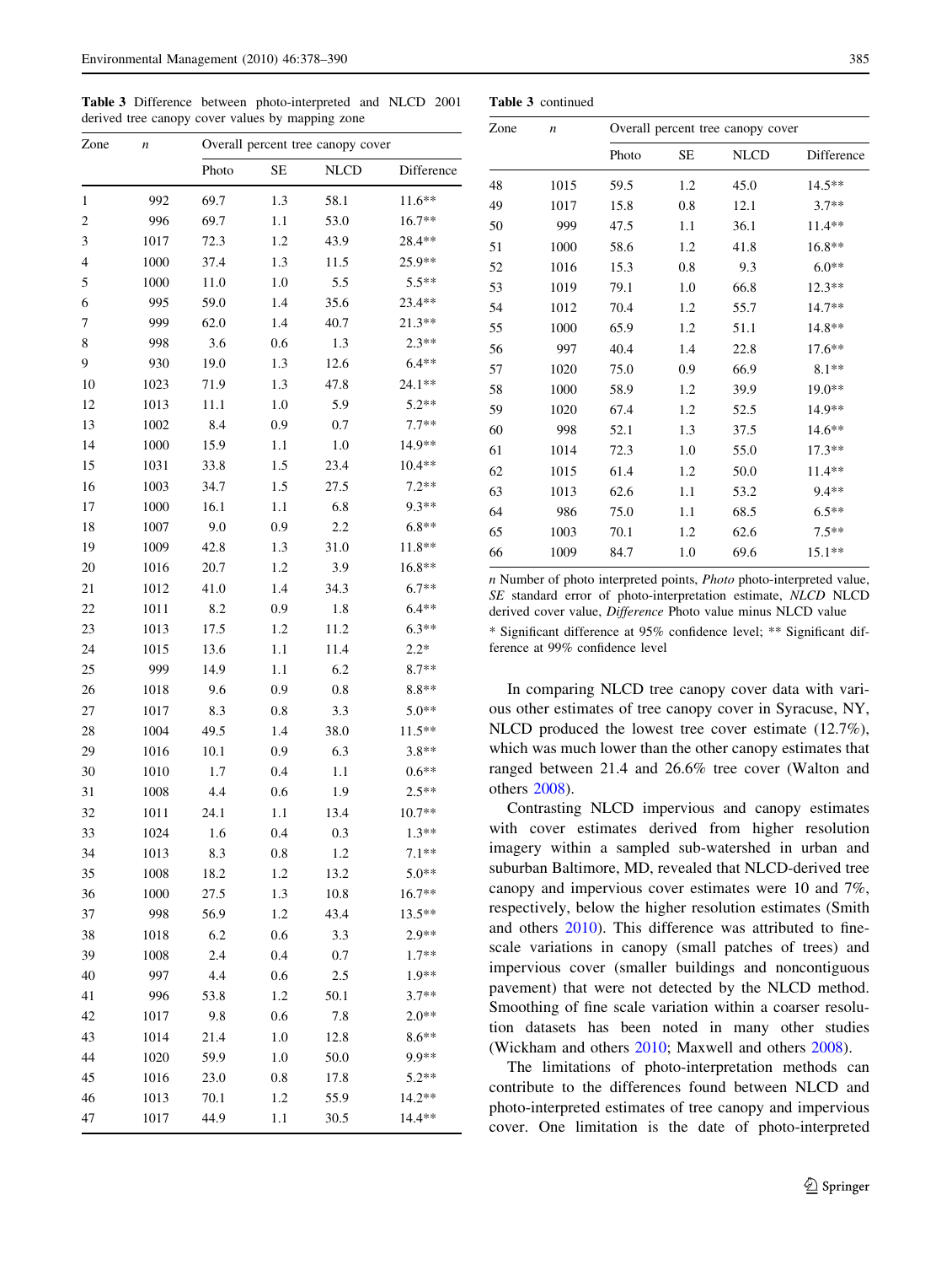**Table 3** Difference between photo-interpreted and NLCD 2001 derived tree canopy cover values by mapping zone

| Zone | *n* | Overall percent tree canopy cover | | | |
|---|---|---|---|---|---|
| | | Photo | SE | NLCD | Difference |
| 1 | 992 | 69.7 | 1.3 | 58.1 | 11.6** |
| 2 | 996 | 69.7 | 1.1 | 53.0 | 16.7** |
| 3 | 1017 | 72.3 | 1.2 | 43.9 | 28.4** |
| 4 | 1000 | 37.4 | 1.3 | 11.5 | 25.9** |
| 5 | 1000 | 11.0 | 1.0 | 5.5 | 5.5** |
| 6 | 995 | 59.0 | 1.4 | 35.6 | 23.4** |
| 7 | 999 | 62.0 | 1.4 | 40.7 | 21.3** |
| 8 | 998 | 3.6 | 0.6 | 1.3 | 2.3** |
| 9 | 930 | 19.0 | 1.3 | 12.6 | 6.4** |
| 10 | 1023 | 71.9 | 1.3 | 47.8 | 24.1** |
| 12 | 1013 | 11.1 | 1.0 | 5.9 | 5.2** |
| 13 | 1002 | 8.4 | 0.9 | 0.7 | 7.7** |
| 14 | 1000 | 15.9 | 1.1 | 1.0 | 14.9** |
| 15 | 1031 | 33.8 | 1.5 | 23.4 | 10.4** |
| 16 | 1003 | 34.7 | 1.5 | 27.5 | 7.2** |
| 17 | 1000 | 16.1 | 1.1 | 6.8 | 9.3** |
| 18 | 1007 | 9.0 | 0.9 | 2.2 | 6.8** |
| 19 | 1009 | 42.8 | 1.3 | 31.0 | 11.8** |
| 20 | 1016 | 20.7 | 1.2 | 3.9 | 16.8** |
| 21 | 1012 | 41.0 | 1.4 | 34.3 | 6.7** |
| 22 | 1011 | 8.2 | 0.9 | 1.8 | 6.4** |
| 23 | 1013 | 17.5 | 1.2 | 11.2 | 6.3** |
| 24 | 1015 | 13.6 | 1.1 | 11.4 | 2.2* |
| 25 | 999 | 14.9 | 1.1 | 6.2 | 8.7** |
| 26 | 1018 | 9.6 | 0.9 | 0.8 | 8.8** |
| 27 | 1017 | 8.3 | 0.8 | 3.3 | 5.0** |
| 28 | 1004 | 49.5 | 1.4 | 38.0 | 11.5** |
| 29 | 1016 | 10.1 | 0.9 | 6.3 | 3.8** |
| 30 | 1010 | 1.7 | 0.4 | 1.1 | 0.6** |
| 31 | 1008 | 4.4 | 0.6 | 1.9 | 2.5** |
| 32 | 1011 | 24.1 | 1.1 | 13.4 | 10.7** |
| 33 | 1024 | 1.6 | 0.4 | 0.3 | 1.3** |
| 34 | 1013 | 8.3 | 0.8 | 1.2 | 7.1** |
| 35 | 1008 | 18.2 | 1.2 | 13.2 | 5.0** |
| 36 | 1000 | 27.5 | 1.3 | 10.8 | 16.7** |
| 37 | 998 | 56.9 | 1.2 | 43.4 | 13.5** |
| 38 | 1018 | 6.2 | 0.6 | 3.3 | 2.9** |
| 39 | 1008 | 2.4 | 0.4 | 0.7 | 1.7** |
| 40 | 997 | 4.4 | 0.6 | 2.5 | 1.9** |
| 41 | 996 | 53.8 | 1.2 | 50.1 | 3.7** |
| 42 | 1017 | 9.8 | 0.6 | 7.8 | 2.0** |
| 43 | 1014 | 21.4 | 1.0 | 12.8 | 8.6** |
| 44 | 1020 | 59.9 | 1.0 | 50.0 | 9.9** |
| 45 | 1016 | 23.0 | 0.8 | 17.8 | 5.2** |
| 46 | 1013 | 70.1 | 1.2 | 55.9 | 14.2** |
| 47 | 1017 | 44.9 | 1.1 | 30.5 | 14.4** |
| 48 | 1015 | 59.5 | 1.2 | 45.0 | 14.5** |
| 49 | 1017 | 15.8 | 0.8 | 12.1 | 3.7** |
| 50 | 999 | 47.5 | 1.1 | 36.1 | 11.4** |
| 51 | 1000 | 58.6 | 1.2 | 41.8 | 16.8** |
| 52 | 1016 | 15.3 | 0.8 | 9.3 | 6.0** |
| 53 | 1019 | 79.1 | 1.0 | 66.8 | 12.3** |
| 54 | 1012 | 70.4 | 1.2 | 55.7 | 14.7** |
| 55 | 1000 | 65.9 | 1.2 | 51.1 | 14.8** |
| 56 | 997 | 40.4 | 1.4 | 22.8 | 17.6** |
| 57 | 1020 | 75.0 | 0.9 | 66.9 | 8.1** |
| 58 | 1000 | 58.9 | 1.2 | 39.9 | 19.0** |
| 59 | 1020 | 67.4 | 1.2 | 52.5 | 14.9** |
| 60 | 998 | 52.1 | 1.3 | 37.5 | 14.6** |
| 61 | 1014 | 72.3 | 1.0 | 55.0 | 17.3** |
| 62 | 1015 | 61.4 | 1.2 | 50.0 | 11.4** |
| 63 | 1013 | 62.6 | 1.1 | 53.2 | 9.4** |
| 64 | 986 | 75.0 | 1.1 | 68.5 | 6.5** |
| 65 | 1003 | 70.1 | 1.2 | 62.6 | 7.5** |
| 66 | 1009 | 84.7 | 1.0 | 69.6 | 15.1** |

*n* Number of photo interpreted points, *Photo* photo-interpreted value, *SE* standard error of photo-interpretation estimate, *NLCD* NLCD derived cover value, *Difference* Photo value minus NLCD value

* Significant difference at 95% confidence level; ** Significant difference at 99% confidence level

In comparing NLCD tree canopy cover data with various other estimates of tree canopy cover in Syracuse, NY, NLCD produced the lowest tree cover estimate (12.7%), which was much lower than the other canopy estimates that ranged between 21.4 and 26.6% tree cover (Walton and others 2008).

Contrasting NLCD impervious and canopy estimates with cover estimates derived from higher resolution imagery within a sampled sub-watershed in urban and suburban Baltimore, MD, revealed that NLCD-derived tree canopy and impervious cover estimates were 10 and 7%, respectively, below the higher resolution estimates (Smith and others 2010). This difference was attributed to fine-scale variations in canopy (small patches of trees) and impervious cover (smaller buildings and noncontiguous pavement) that were not detected by the NLCD method. Smoothing of fine scale variation within a coarser resolution datasets has been noted in many other studies (Wickham and others 2010; Maxwell and others 2008).

The limitations of photo-interpretation methods can contribute to the differences found between NLCD and photo-interpreted estimates of tree canopy and impervious cover. One limitation is the date of photo-interpreted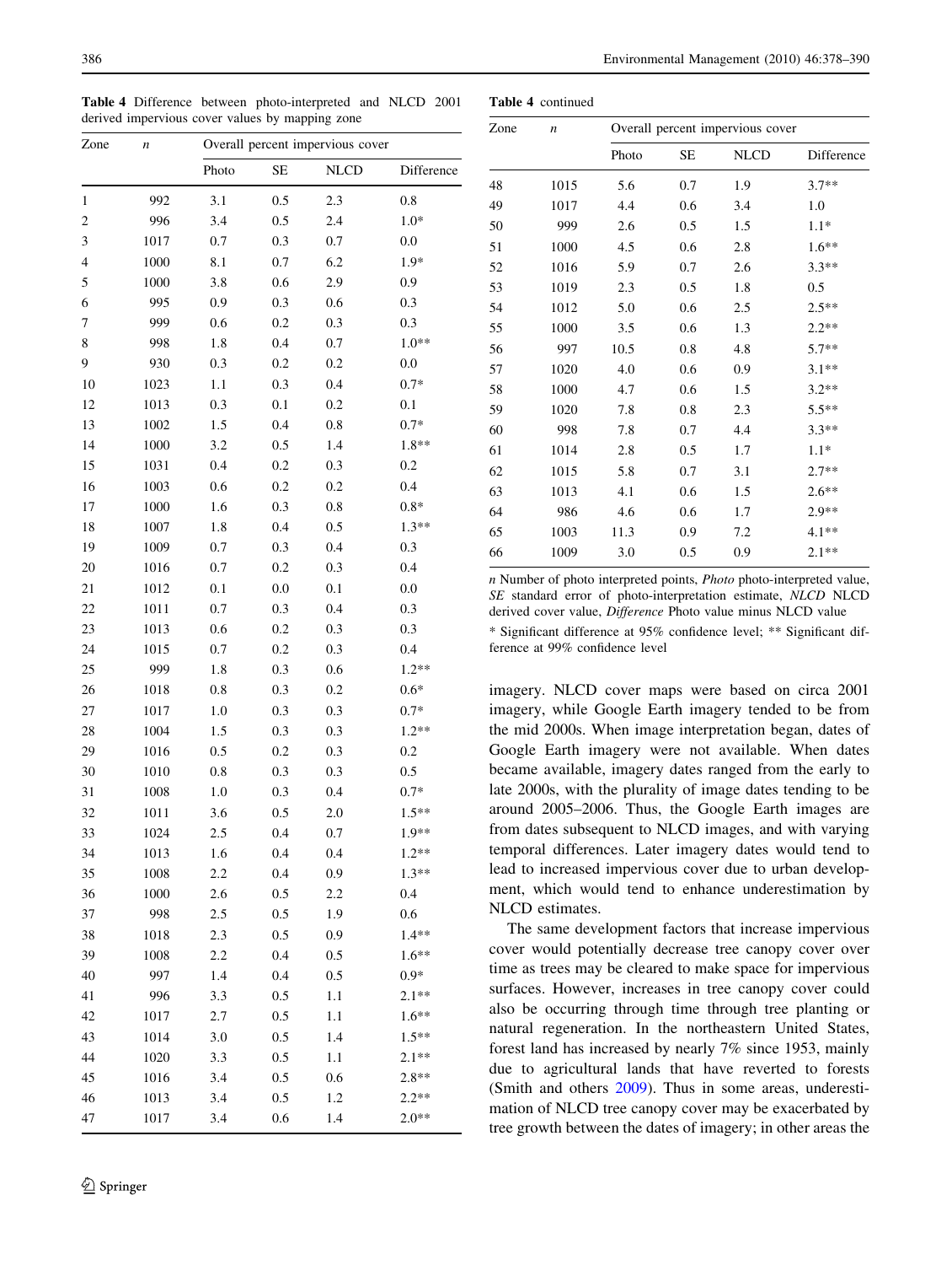**Table 4** Difference between photo-interpreted and NLCD 2001 derived impervious cover values by mapping zone

| Zone | *n* | Overall percent impervious cover | | | |
|---|---|---|---|---|---|
| | | Photo | SE | NLCD | Difference |
| 1 | 992 | 3.1 | 0.5 | 2.3 | 0.8 |
| 2 | 996 | 3.4 | 0.5 | 2.4 | 1.0* |
| 3 | 1017 | 0.7 | 0.3 | 0.7 | 0.0 |
| 4 | 1000 | 8.1 | 0.7 | 6.2 | 1.9* |
| 5 | 1000 | 3.8 | 0.6 | 2.9 | 0.9 |
| 6 | 995 | 0.9 | 0.3 | 0.6 | 0.3 |
| 7 | 999 | 0.6 | 0.2 | 0.3 | 0.3 |
| 8 | 998 | 1.8 | 0.4 | 0.7 | 1.0** |
| 9 | 930 | 0.3 | 0.2 | 0.2 | 0.0 |
| 10 | 1023 | 1.1 | 0.3 | 0.4 | 0.7* |
| 12 | 1013 | 0.3 | 0.1 | 0.2 | 0.1 |
| 13 | 1002 | 1.5 | 0.4 | 0.8 | 0.7* |
| 14 | 1000 | 3.2 | 0.5 | 1.4 | 1.8** |
| 15 | 1031 | 0.4 | 0.2 | 0.3 | 0.2 |
| 16 | 1003 | 0.6 | 0.2 | 0.2 | 0.4 |
| 17 | 1000 | 1.6 | 0.3 | 0.8 | 0.8* |
| 18 | 1007 | 1.8 | 0.4 | 0.5 | 1.3** |
| 19 | 1009 | 0.7 | 0.3 | 0.4 | 0.3 |
| 20 | 1016 | 0.7 | 0.2 | 0.3 | 0.4 |
| 21 | 1012 | 0.1 | 0.0 | 0.1 | 0.0 |
| 22 | 1011 | 0.7 | 0.3 | 0.4 | 0.3 |
| 23 | 1013 | 0.6 | 0.2 | 0.3 | 0.3 |
| 24 | 1015 | 0.7 | 0.2 | 0.3 | 0.4 |
| 25 | 999 | 1.8 | 0.3 | 0.6 | 1.2** |
| 26 | 1018 | 0.8 | 0.3 | 0.2 | 0.6* |
| 27 | 1017 | 1.0 | 0.3 | 0.3 | 0.7* |
| 28 | 1004 | 1.5 | 0.3 | 0.3 | 1.2** |
| 29 | 1016 | 0.5 | 0.2 | 0.3 | 0.2 |
| 30 | 1010 | 0.8 | 0.3 | 0.3 | 0.5 |
| 31 | 1008 | 1.0 | 0.3 | 0.4 | 0.7* |
| 32 | 1011 | 3.6 | 0.5 | 2.0 | 1.5** |
| 33 | 1024 | 2.5 | 0.4 | 0.7 | 1.9** |
| 34 | 1013 | 1.6 | 0.4 | 0.4 | 1.2** |
| 35 | 1008 | 2.2 | 0.4 | 0.9 | 1.3** |
| 36 | 1000 | 2.6 | 0.5 | 2.2 | 0.4 |
| 37 | 998 | 2.5 | 0.5 | 1.9 | 0.6 |
| 38 | 1018 | 2.3 | 0.5 | 0.9 | 1.4** |
| 39 | 1008 | 2.2 | 0.4 | 0.5 | 1.6** |
| 40 | 997 | 1.4 | 0.4 | 0.5 | 0.9* |
| 41 | 996 | 3.3 | 0.5 | 1.1 | 2.1** |
| 42 | 1017 | 2.7 | 0.5 | 1.1 | 1.6** |
| 43 | 1014 | 3.0 | 0.5 | 1.4 | 1.5** |
| 44 | 1020 | 3.3 | 0.5 | 1.1 | 2.1** |
| 45 | 1016 | 3.4 | 0.5 | 0.6 | 2.8** |
| 46 | 1013 | 3.4 | 0.5 | 1.2 | 2.2** |
| 47 | 1017 | 3.4 | 0.6 | 1.4 | 2.0** |
| 48 | 1015 | 5.6 | 0.7 | 1.9 | 3.7** |
| 49 | 1017 | 4.4 | 0.6 | 3.4 | 1.0 |
| 50 | 999 | 2.6 | 0.5 | 1.5 | 1.1* |
| 51 | 1000 | 4.5 | 0.6 | 2.8 | 1.6** |
| 52 | 1016 | 5.9 | 0.7 | 2.6 | 3.3** |
| 53 | 1019 | 2.3 | 0.5 | 1.8 | 0.5 |
| 54 | 1012 | 5.0 | 0.6 | 2.5 | 2.5** |
| 55 | 1000 | 3.5 | 0.6 | 1.3 | 2.2** |
| 56 | 997 | 10.5 | 0.8 | 4.8 | 5.7** |
| 57 | 1020 | 4.0 | 0.6 | 0.9 | 3.1** |
| 58 | 1000 | 4.7 | 0.6 | 1.5 | 3.2** |
| 59 | 1020 | 7.8 | 0.8 | 2.3 | 5.5** |
| 60 | 998 | 7.8 | 0.7 | 4.4 | 3.3** |
| 61 | 1014 | 2.8 | 0.5 | 1.7 | 1.1* |
| 62 | 1015 | 5.8 | 0.7 | 3.1 | 2.7** |
| 63 | 1013 | 4.1 | 0.6 | 1.5 | 2.6** |
| 64 | 986 | 4.6 | 0.6 | 1.7 | 2.9** |
| 65 | 1003 | 11.3 | 0.9 | 7.2 | 4.1** |
| 66 | 1009 | 3.0 | 0.5 | 0.9 | 2.1** |

*n* Number of photo interpreted points, *Photo* photo-interpreted value, *SE* standard error of photo-interpretation estimate, *NLCD* NLCD derived cover value, *Difference* Photo value minus NLCD value

* Significant difference at 95% confidence level; ** Significant difference at 99% confidence level

imagery. NLCD cover maps were based on circa 2001 imagery, while Google Earth imagery tended to be from the mid 2000s. When image interpretation began, dates of Google Earth imagery were not available. When dates became available, imagery dates ranged from the early to late 2000s, with the plurality of image dates tending to be around 2005–2006. Thus, the Google Earth images are from dates subsequent to NLCD images, and with varying temporal differences. Later imagery dates would tend to lead to increased impervious cover due to urban development, which would tend to enhance underestimation by NLCD estimates.

The same development factors that increase impervious cover would potentially decrease tree canopy cover over time as trees may be cleared to make space for impervious surfaces. However, increases in tree canopy cover could also be occurring through time through tree planting or natural regeneration. In the northeastern United States, forest land has increased by nearly 7% since 1953, mainly due to agricultural lands that have reverted to forests (Smith and others 2009). Thus in some areas, underestimation of NLCD tree canopy cover may be exacerbated by tree growth between the dates of imagery; in other areas the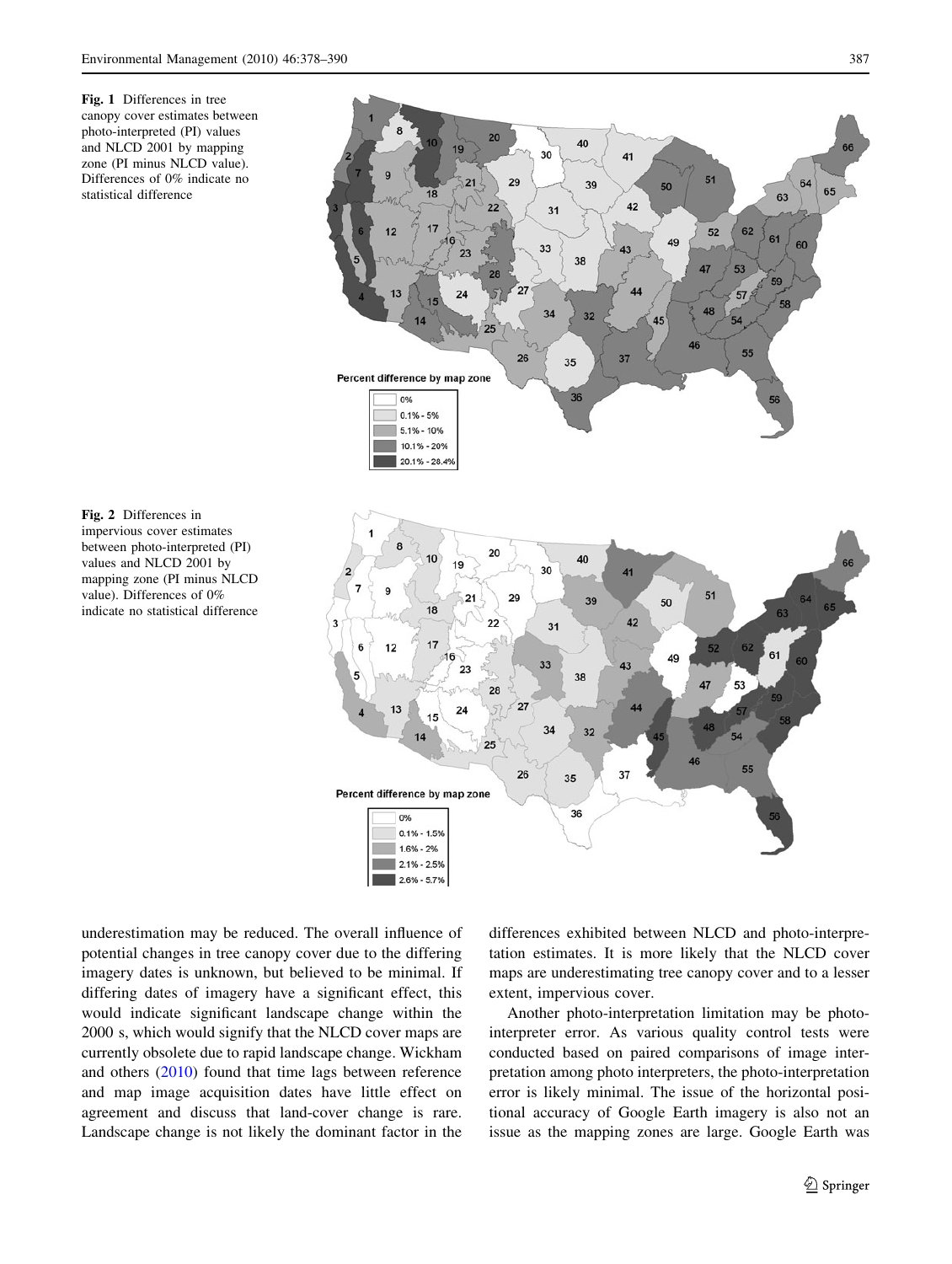**Fig. 1** Differences in tree canopy cover estimates between photo-interpreted (PI) values and NLCD 2001 by mapping zone (PI minus NLCD value). Differences of 0% indicate no statistical difference

**Fig. 2** Differences in impervious cover estimates between photo-interpreted (PI) values and NLCD 2001 by mapping zone (PI minus NLCD value). Differences of 0% indicate no statistical difference

underestimation may be reduced. The overall influence of potential changes in tree canopy cover due to the differing imagery dates is unknown, but believed to be minimal. If differing dates of imagery have a significant effect, this would indicate significant landscape change within the 2000 s, which would signify that the NLCD cover maps are currently obsolete due to rapid landscape change. Wickham and others (2010) found that time lags between reference and map image acquisition dates have little effect on agreement and discuss that land-cover change is rare. Landscape change is not likely the dominant factor in the differences exhibited between NLCD and photo-interpretation estimates. It is more likely that the NLCD cover maps are underestimating tree canopy cover and to a lesser extent, impervious cover.

Another photo-interpretation limitation may be photo-interpreter error. As various quality control tests were conducted based on paired comparisons of image interpretation among photo interpreters, the photo-interpretation error is likely minimal. The issue of the horizontal positional accuracy of Google Earth imagery is also not an issue as the mapping zones are large. Google Earth was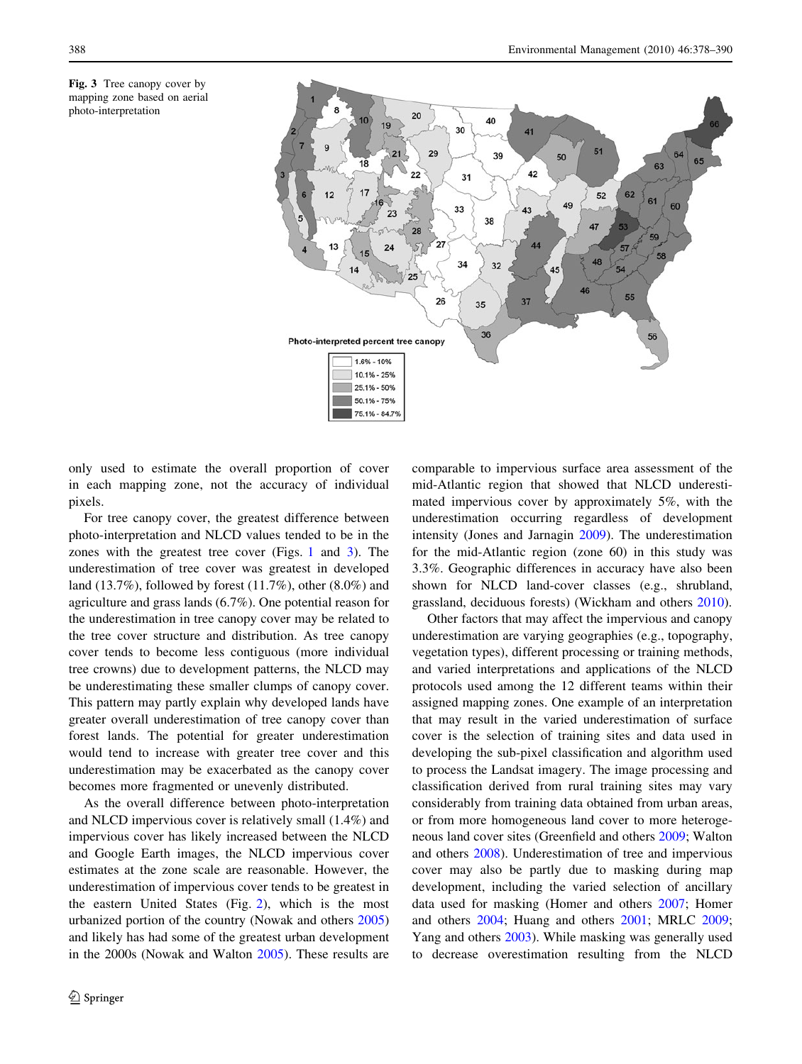Fig. 3 Tree canopy cover by mapping zone based on aerial photo-interpretation

only used to estimate the overall proportion of cover in each mapping zone, not the accuracy of individual pixels.

For tree canopy cover, the greatest difference between photo-interpretation and NLCD values tended to be in the zones with the greatest tree cover (Figs. 1 and 3). The underestimation of tree cover was greatest in developed land (13.7%), followed by forest (11.7%), other (8.0%) and agriculture and grass lands (6.7%). One potential reason for the underestimation in tree canopy cover may be related to the tree cover structure and distribution. As tree canopy cover tends to become less contiguous (more individual tree crowns) due to development patterns, the NLCD may be underestimating these smaller clumps of canopy cover. This pattern may partly explain why developed lands have greater overall underestimation of tree canopy cover than forest lands. The potential for greater underestimation would tend to increase with greater tree cover and this underestimation may be exacerbated as the canopy cover becomes more fragmented or unevenly distributed.

As the overall difference between photo-interpretation and NLCD impervious cover is relatively small (1.4%) and impervious cover has likely increased between the NLCD and Google Earth images, the NLCD impervious cover estimates at the zone scale are reasonable. However, the underestimation of impervious cover tends to be greatest in the eastern United States (Fig. 2), which is the most urbanized portion of the country (Nowak and others 2005) and likely has had some of the greatest urban development in the 2000s (Nowak and Walton 2005). These results are comparable to impervious surface area assessment of the mid-Atlantic region that showed that NLCD underestimated impervious cover by approximately 5%, with the underestimation occurring regardless of development intensity (Jones and Jarnagin 2009). The underestimation for the mid-Atlantic region (zone 60) in this study was 3.3%. Geographic differences in accuracy have also been shown for NLCD land-cover classes (e.g., shrubland, grassland, deciduous forests) (Wickham and others 2010).

Other factors that may affect the impervious and canopy underestimation are varying geographies (e.g., topography, vegetation types), different processing or training methods, and varied interpretations and applications of the NLCD protocols used among the 12 different teams within their assigned mapping zones. One example of an interpretation that may result in the varied underestimation of surface cover is the selection of training sites and data used in developing the sub-pixel classification and algorithm used to process the Landsat imagery. The image processing and classification derived from rural training sites may vary considerably from training data obtained from urban areas, or from more homogeneous land cover to more heterogeneous land cover sites (Greenfield and others 2009; Walton and others 2008). Underestimation of tree and impervious cover may also be partly due to masking during map development, including the varied selection of ancillary data used for masking (Homer and others 2007; Homer and others 2004; Huang and others 2001; MRLC 2009; Yang and others 2003). While masking was generally used to decrease overestimation resulting from the NLCD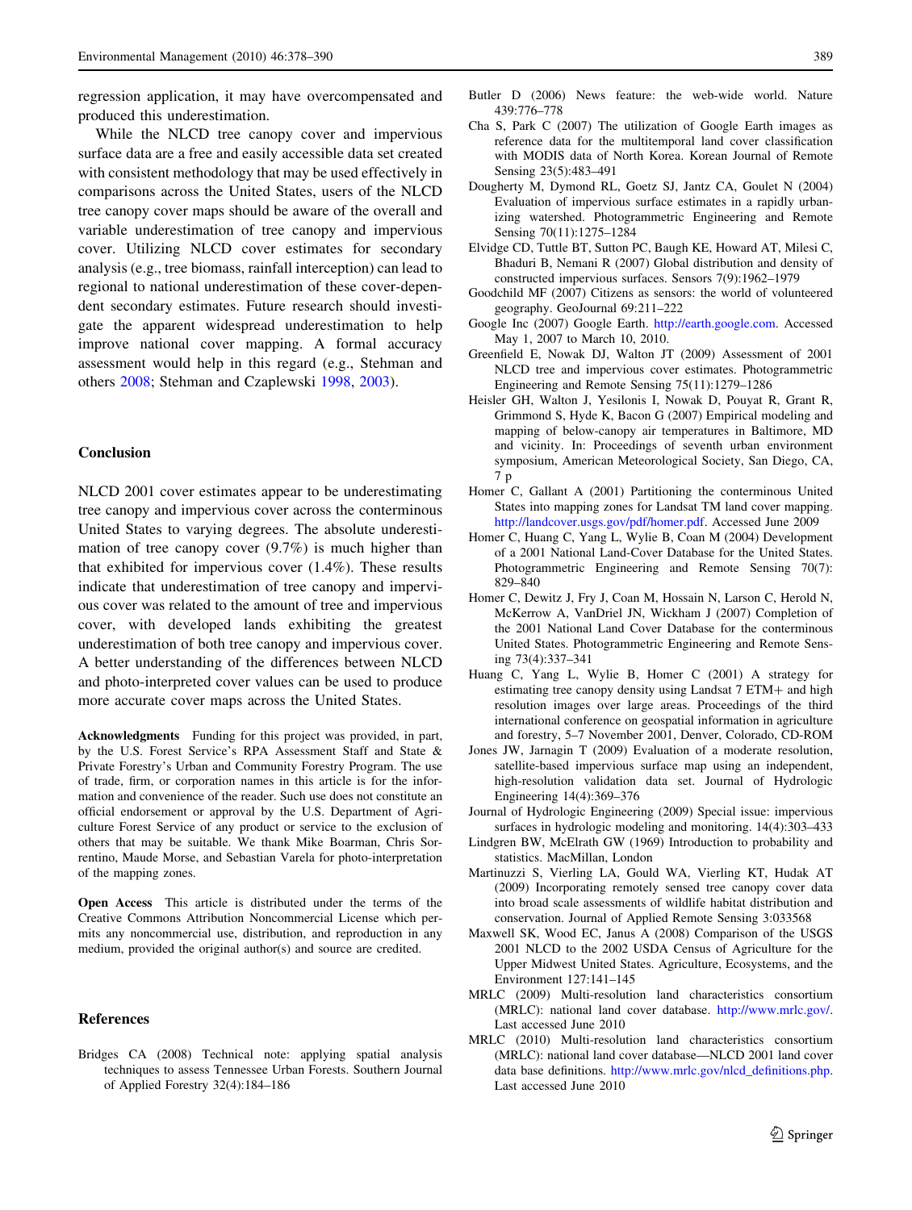regression application, it may have overcompensated and produced this underestimation.

While the NLCD tree canopy cover and impervious surface data are a free and easily accessible data set created with consistent methodology that may be used effectively in comparisons across the United States, users of the NLCD tree canopy cover maps should be aware of the overall and variable underestimation of tree canopy and impervious cover. Utilizing NLCD cover estimates for secondary analysis (e.g., tree biomass, rainfall interception) can lead to regional to national underestimation of these cover-dependent secondary estimates. Future research should investigate the apparent widespread underestimation to help improve national cover mapping. A formal accuracy assessment would help in this regard (e.g., Stehman and others 2008; Stehman and Czaplewski 1998, 2003).

## Conclusion

NLCD 2001 cover estimates appear to be underestimating tree canopy and impervious cover across the conterminous United States to varying degrees. The absolute underestimation of tree canopy cover (9.7%) is much higher than that exhibited for impervious cover (1.4%). These results indicate that underestimation of tree canopy and impervious cover was related to the amount of tree and impervious cover, with developed lands exhibiting the greatest underestimation of both tree canopy and impervious cover. A better understanding of the differences between NLCD and photo-interpreted cover values can be used to produce more accurate cover maps across the United States.

**Acknowledgments** Funding for this project was provided, in part, by the U.S. Forest Service's RPA Assessment Staff and State & Private Forestry's Urban and Community Forestry Program. The use of trade, firm, or corporation names in this article is for the information and convenience of the reader. Such use does not constitute an official endorsement or approval by the U.S. Department of Agriculture Forest Service of any product or service to the exclusion of others that may be suitable. We thank Mike Boarman, Chris Sorrentino, Maude Morse, and Sebastian Varela for photo-interpretation of the mapping zones.

**Open Access** This article is distributed under the terms of the Creative Commons Attribution Noncommercial License which permits any noncommercial use, distribution, and reproduction in any medium, provided the original author(s) and source are credited.

## References

Bridges CA (2008) Technical note: applying spatial analysis techniques to assess Tennessee Urban Forests. Southern Journal of Applied Forestry 32(4):184–186

Butler D (2006) News feature: the web-wide world. Nature 439:776–778

Cha S, Park C (2007) The utilization of Google Earth images as reference data for the multitemporal land cover classification with MODIS data of North Korea. Korean Journal of Remote Sensing 23(5):483–491

Dougherty M, Dymond RL, Goetz SJ, Jantz CA, Goulet N (2004) Evaluation of impervious surface estimates in a rapidly urbanizing watershed. Photogrammetric Engineering and Remote Sensing 70(11):1275–1284

Elvidge CD, Tuttle BT, Sutton PC, Baugh KE, Howard AT, Milesi C, Bhaduri B, Nemani R (2007) Global distribution and density of constructed impervious surfaces. Sensors 7(9):1962–1979

Goodchild MF (2007) Citizens as sensors: the world of volunteered geography. GeoJournal 69:211–222

Google Inc (2007) Google Earth. http://earth.google.com. Accessed May 1, 2007 to March 10, 2010.

Greenfield E, Nowak DJ, Walton JT (2009) Assessment of 2001 NLCD tree and impervious cover estimates. Photogrammetric Engineering and Remote Sensing 75(11):1279–1286

Heisler GH, Walton J, Yesilonis I, Nowak D, Pouyat R, Grant R, Grimmond S, Hyde K, Bacon G (2007) Empirical modeling and mapping of below-canopy air temperatures in Baltimore, MD and vicinity. In: Proceedings of seventh urban environment symposium, American Meteorological Society, San Diego, CA, 7 p

Homer C, Gallant A (2001) Partitioning the conterminous United States into mapping zones for Landsat TM land cover mapping. http://landcover.usgs.gov/pdf/homer.pdf. Accessed June 2009

Homer C, Huang C, Yang L, Wylie B, Coan M (2004) Development of a 2001 National Land-Cover Database for the United States. Photogrammetric Engineering and Remote Sensing 70(7): 829–840

Homer C, Dewitz J, Fry J, Coan M, Hossain N, Larson C, Herold N, McKerrow A, VanDriel JN, Wickham J (2007) Completion of the 2001 National Land Cover Database for the conterminous United States. Photogrammetric Engineering and Remote Sensing 73(4):337–341

Huang C, Yang L, Wylie B, Homer C (2001) A strategy for estimating tree canopy density using Landsat 7 ETM+ and high resolution images over large areas. Proceedings of the third international conference on geospatial information in agriculture and forestry, 5–7 November 2001, Denver, Colorado, CD-ROM

Jones JW, Jarnagin T (2009) Evaluation of a moderate resolution, satellite-based impervious surface map using an independent, high-resolution validation data set. Journal of Hydrologic Engineering 14(4):369–376

Journal of Hydrologic Engineering (2009) Special issue: impervious surfaces in hydrologic modeling and monitoring. 14(4):303–433

Lindgren BW, McElrath GW (1969) Introduction to probability and statistics. MacMillan, London

Martinuzzi S, Vierling LA, Gould WA, Vierling KT, Hudak AT (2009) Incorporating remotely sensed tree canopy cover data into broad scale assessments of wildlife habitat distribution and conservation. Journal of Applied Remote Sensing 3:033568

Maxwell SK, Wood EC, Janus A (2008) Comparison of the USGS 2001 NLCD to the 2002 USDA Census of Agriculture for the Upper Midwest United States. Agriculture, Ecosystems, and the Environment 127:141–145

MRLC (2009) Multi-resolution land characteristics consortium (MRLC): national land cover database. http://www.mrlc.gov/. Last accessed June 2010

MRLC (2010) Multi-resolution land characteristics consortium (MRLC): national land cover database—NLCD 2001 land cover data base definitions. http://www.mrlc.gov/nlcd_definitions.php. Last accessed June 2010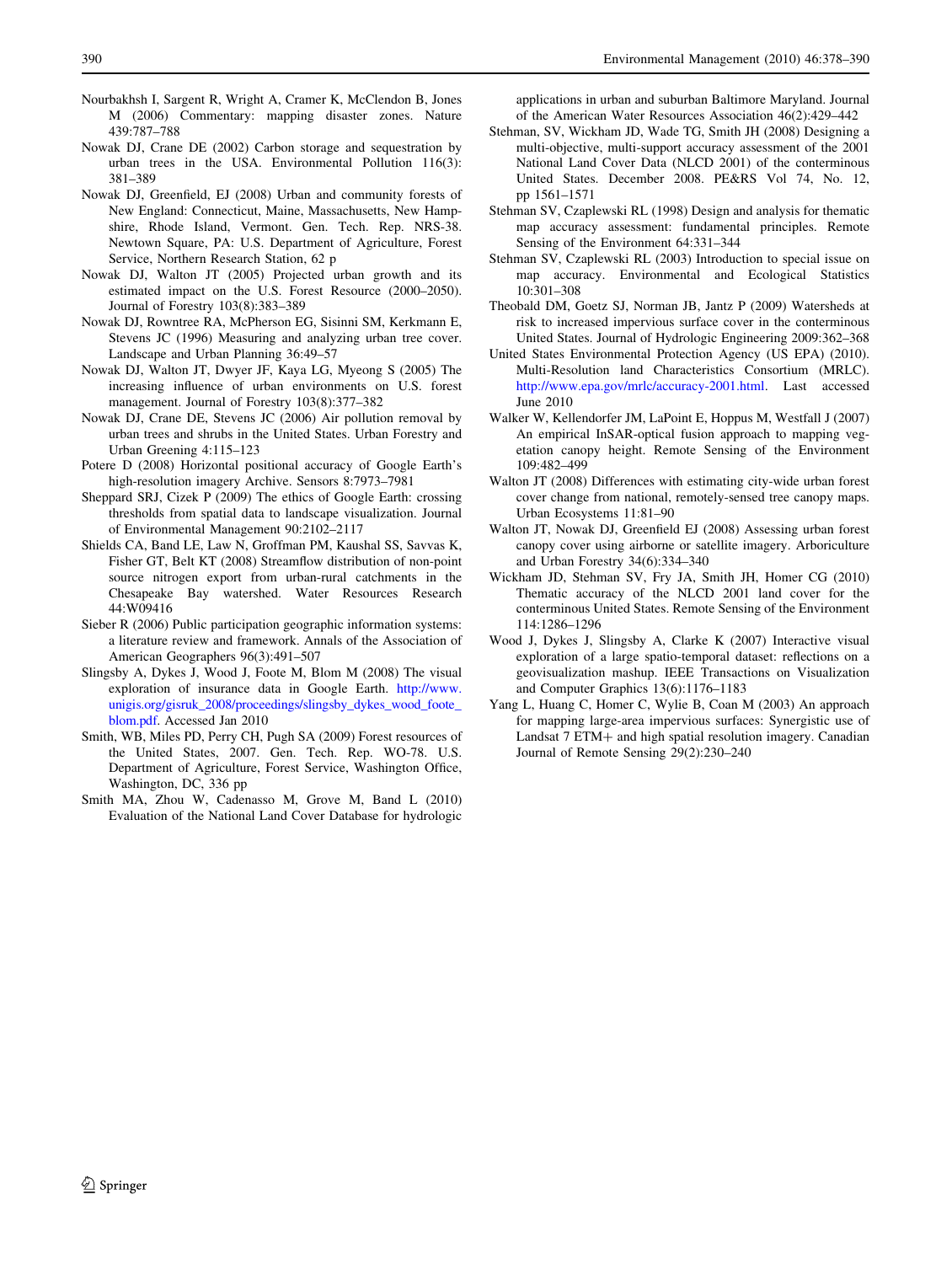Nourbakhsh I, Sargent R, Wright A, Cramer K, McClendon B, Jones M (2006) Commentary: mapping disaster zones. Nature 439:787–788

Nowak DJ, Crane DE (2002) Carbon storage and sequestration by urban trees in the USA. Environmental Pollution 116(3): 381–389

Nowak DJ, Greenfield, EJ (2008) Urban and community forests of New England: Connecticut, Maine, Massachusetts, New Hampshire, Rhode Island, Vermont. Gen. Tech. Rep. NRS-38. Newtown Square, PA: U.S. Department of Agriculture, Forest Service, Northern Research Station, 62 p

Nowak DJ, Walton JT (2005) Projected urban growth and its estimated impact on the U.S. Forest Resource (2000–2050). Journal of Forestry 103(8):383–389

Nowak DJ, Rowntree RA, McPherson EG, Sisinni SM, Kerkmann E, Stevens JC (1996) Measuring and analyzing urban tree cover. Landscape and Urban Planning 36:49–57

Nowak DJ, Walton JT, Dwyer JF, Kaya LG, Myeong S (2005) The increasing influence of urban environments on U.S. forest management. Journal of Forestry 103(8):377–382

Nowak DJ, Crane DE, Stevens JC (2006) Air pollution removal by urban trees and shrubs in the United States. Urban Forestry and Urban Greening 4:115–123

Potere D (2008) Horizontal positional accuracy of Google Earth's high-resolution imagery Archive. Sensors 8:7973–7981

Sheppard SRJ, Cizek P (2009) The ethics of Google Earth: crossing thresholds from spatial data to landscape visualization. Journal of Environmental Management 90:2102–2117

Shields CA, Band LE, Law N, Groffman PM, Kaushal SS, Savvas K, Fisher GT, Belt KT (2008) Streamflow distribution of non-point source nitrogen export from urban-rural catchments in the Chesapeake Bay watershed. Water Resources Research 44:W09416

Sieber R (2006) Public participation geographic information systems: a literature review and framework. Annals of the Association of American Geographers 96(3):491–507

Slingsby A, Dykes J, Wood J, Foote M, Blom M (2008) The visual exploration of insurance data in Google Earth. http://www.unigis.org/gisruk_2008/proceedings/slingsby_dykes_wood_foote_blom.pdf. Accessed Jan 2010

Smith, WB, Miles PD, Perry CH, Pugh SA (2009) Forest resources of the United States, 2007. Gen. Tech. Rep. WO-78. U.S. Department of Agriculture, Forest Service, Washington Office, Washington, DC, 336 pp

Smith MA, Zhou W, Cadenasso M, Grove M, Band L (2010) Evaluation of the National Land Cover Database for hydrologic applications in urban and suburban Baltimore Maryland. Journal of the American Water Resources Association 46(2):429–442

Stehman, SV, Wickham JD, Wade TG, Smith JH (2008) Designing a multi-objective, multi-support accuracy assessment of the 2001 National Land Cover Data (NLCD 2001) of the conterminous United States. December 2008. PE&RS Vol 74, No. 12, pp 1561–1571

Stehman SV, Czaplewski RL (1998) Design and analysis for thematic map accuracy assessment: fundamental principles. Remote Sensing of the Environment 64:331–344

Stehman SV, Czaplewski RL (2003) Introduction to special issue on map accuracy. Environmental and Ecological Statistics 10:301–308

Theobald DM, Goetz SJ, Norman JB, Jantz P (2009) Watersheds at risk to increased impervious surface cover in the conterminous United States. Journal of Hydrologic Engineering 2009:362–368

United States Environmental Protection Agency (US EPA) (2010). Multi-Resolution land Characteristics Consortium (MRLC). http://www.epa.gov/mrlc/accuracy-2001.html. Last accessed June 2010

Walker W, Kellendorfer JM, LaPoint E, Hoppus M, Westfall J (2007) An empirical InSAR-optical fusion approach to mapping vegetation canopy height. Remote Sensing of the Environment 109:482–499

Walton JT (2008) Differences with estimating city-wide urban forest cover change from national, remotely-sensed tree canopy maps. Urban Ecosystems 11:81–90

Walton JT, Nowak DJ, Greenfield EJ (2008) Assessing urban forest canopy cover using airborne or satellite imagery. Arboriculture and Urban Forestry 34(6):334–340

Wickham JD, Stehman SV, Fry JA, Smith JH, Homer CG (2010) Thematic accuracy of the NLCD 2001 land cover for the conterminous United States. Remote Sensing of the Environment 114:1286–1296

Wood J, Dykes J, Slingsby A, Clarke K (2007) Interactive visual exploration of a large spatio-temporal dataset: reflections on a geovisualization mashup. IEEE Transactions on Visualization and Computer Graphics 13(6):1176–1183

Yang L, Huang C, Homer C, Wylie B, Coan M (2003) An approach for mapping large-area impervious surfaces: Synergistic use of Landsat 7 ETM+ and high spatial resolution imagery. Canadian Journal of Remote Sensing 29(2):230–240